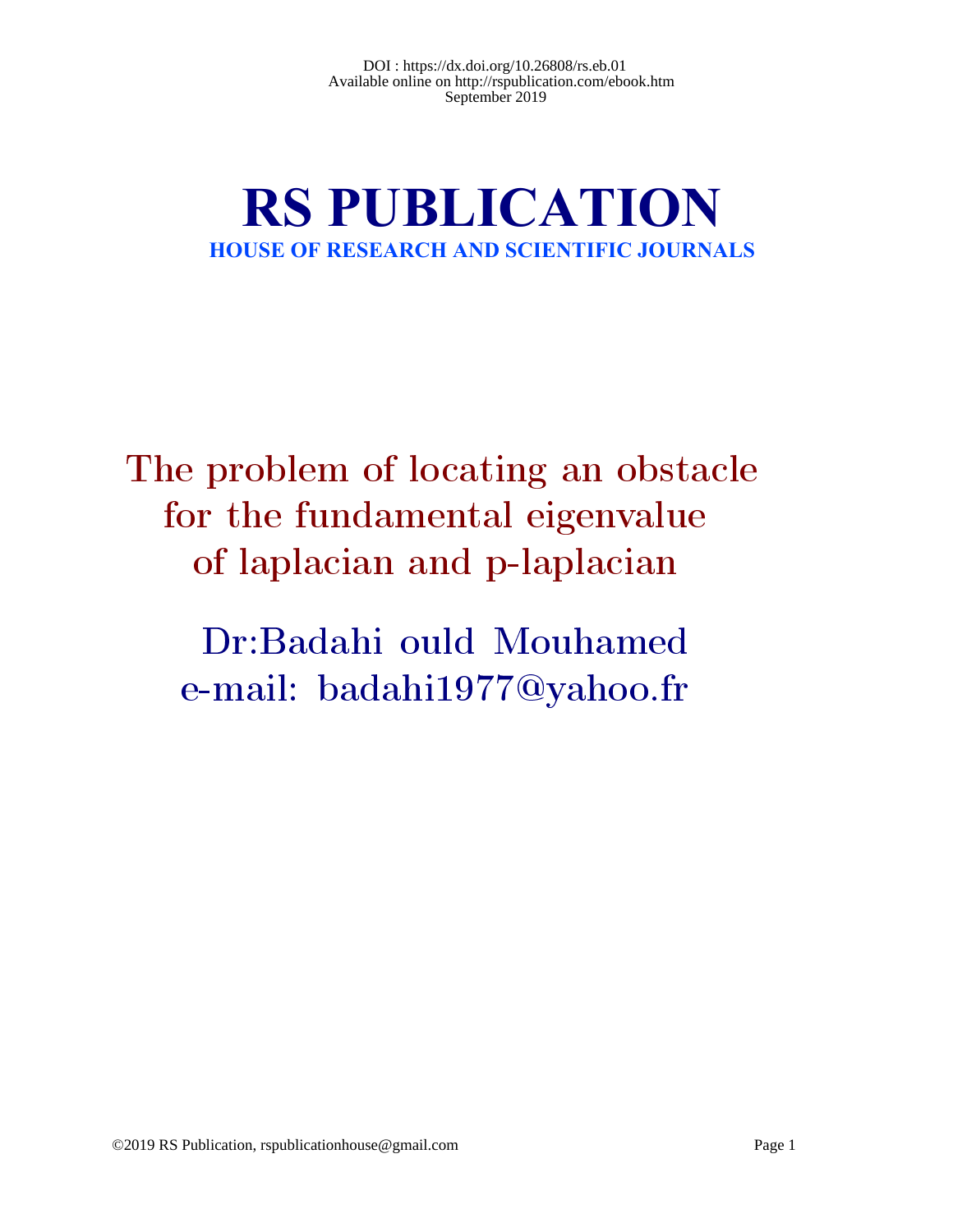DOI : https://dx.doi.org/10.26808/rs.eb.01
Available online on http://rspublication.com/ebook.htm
September 2019

# RS PUBLICATION

**HOUSE OF RESEARCH AND SCIENTIFIC JOURNALS**

# The problem of locating an obstacle for the fundamental eigenvalue of laplacian and p-laplacian

Dr:Badahi ould Mouhamed

e-mail: badahi1977@yahoo.fr

©2019 RS Publication, rspublicationhouse@gmail.com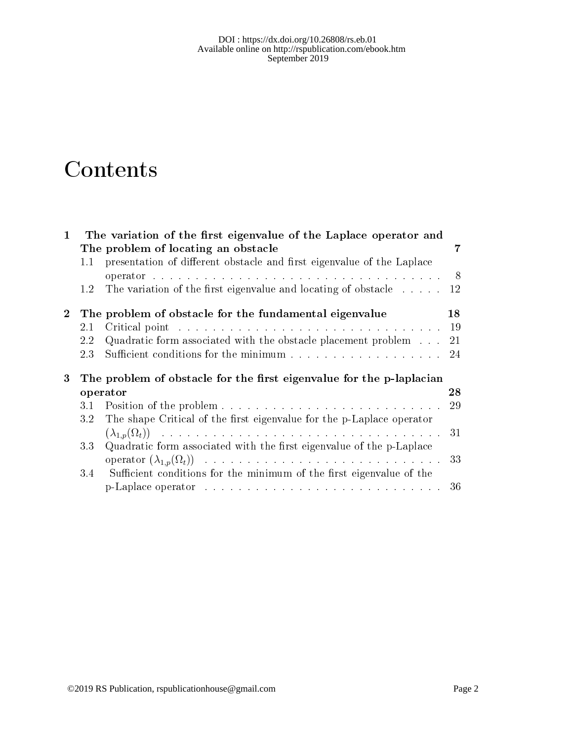# Contents

**1 The variation of the first eigenvalue of the Laplace operator and The problem of locating an obstacle** — **7**

- 1.1 presentation of different obstacle and first eigenvalue of the Laplace operator — 8
- 1.2 The variation of the first eigenvalue and locating of obstacle — 12

**2 The problem of obstacle for the fundamental eigenvalue** — **18**

- 2.1 Critical point — 19
- 2.2 Quadratic form associated with the obstacle placement problem — 21
- 2.3 Sufficient conditions for the minimum — 24

**3 The problem of obstacle for the first eigenvalue for the p-laplacian operator** — **28**

- 3.1 Position of the problem — 29
- 3.2 The shape Critical of the first eigenvalue for the p-Laplace operator $(\lambda_{1,p}(\Omega_t))$ — 31
- 3.3 Quadratic form associated with the first eigenvalue of the p-Laplace operator $(\lambda_{1,p}(\Omega_t))$ — 33
- 3.4 Sufficient conditions for the minimum of the first eigenvalue of the p-Laplace operator — 36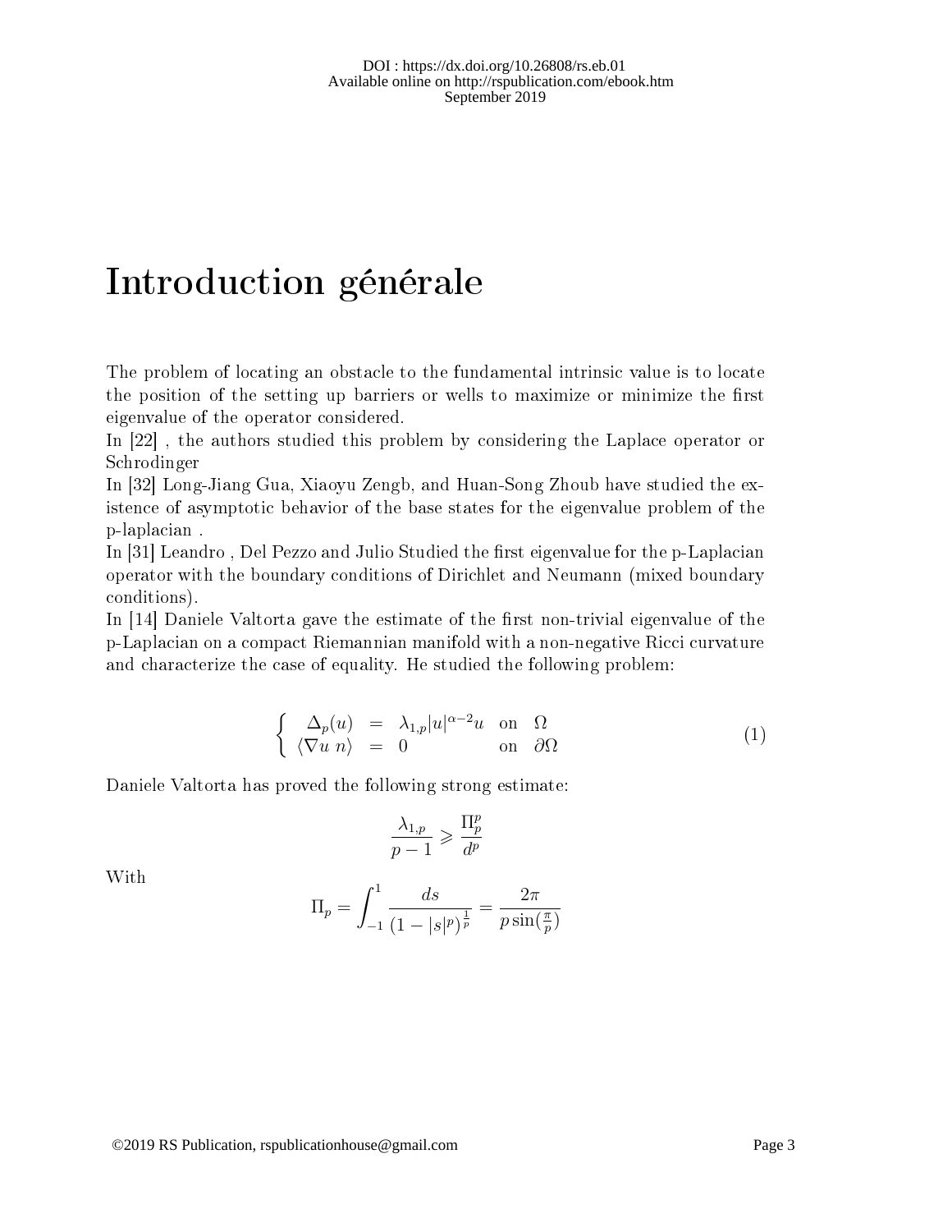# Introduction générale

The problem of locating an obstacle to the fundamental intrinsic value is to locate the position of the setting up barriers or wells to maximize or minimize the first eigenvalue of the operator considered.

In [22] , the authors studied this problem by considering the Laplace operator or Schrodinger

In [32] Long-Jiang Gua, Xiaoyu Zengb, and Huan-Song Zhoub have studied the existence of asymptotic behavior of the base states for the eigenvalue problem of the p-laplacian .

In [31] Leandro , Del Pezzo and Julio Studied the first eigenvalue for the p-Laplacian operator with the boundary conditions of Dirichlet and Neumann (mixed boundary conditions).

In [14] Daniele Valtorta gave the estimate of the first non-trivial eigenvalue of the p-Laplacian on a compact Riemannian manifold with a non-negative Ricci curvature and characterize the case of equality. He studied the following problem:

$$\left\{ \begin{array}{rcll} \Delta_p(u) & = & \lambda_{1,p}|u|^{\alpha-2}u & \text{on} \quad \Omega \\ \langle \nabla u \ n \rangle & = & 0 & \text{on} \quad \partial\Omega \end{array} \right. \tag{1}$$

Daniele Valtorta has proved the following strong estimate:

$$\frac{\lambda_{1,p}}{p-1} \geqslant \frac{\Pi_p^p}{d^p}$$

With

$$\Pi_p = \int_{-1}^{1} \frac{ds}{(1-|s|^p)^{\frac{1}{p}}} = \frac{2\pi}{p\sin(\frac{\pi}{p})}$$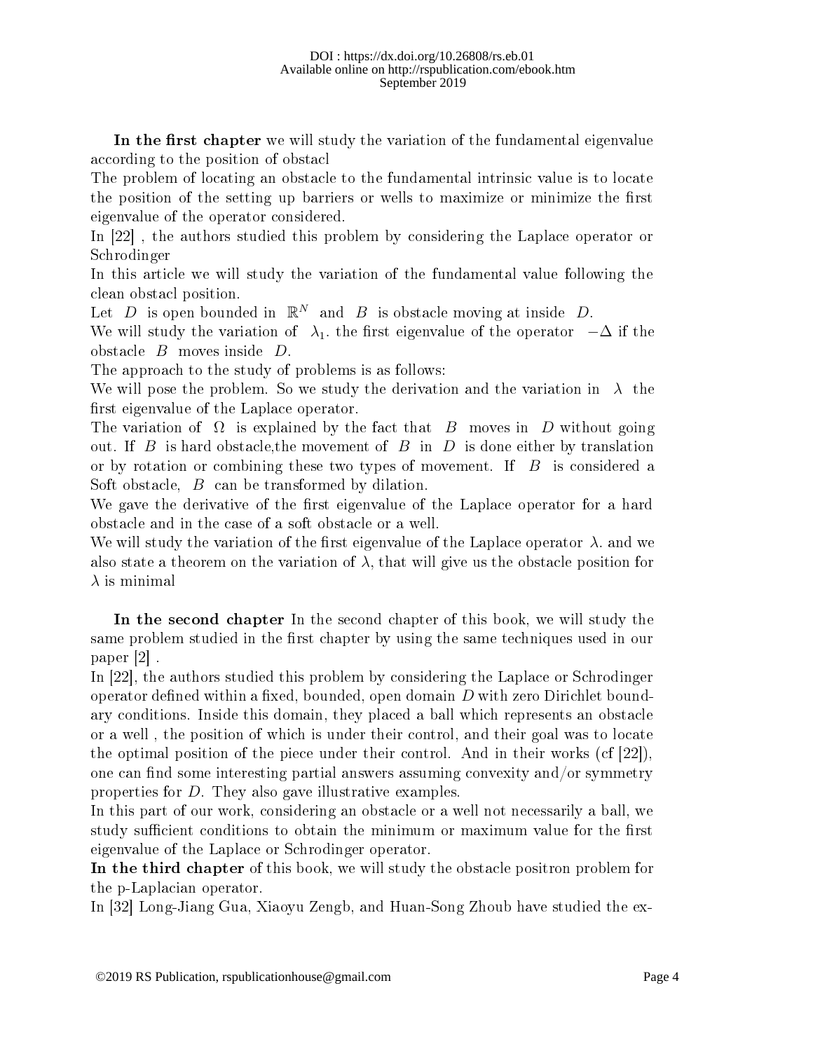**In the first chapter** we will study the variation of the fundamental eigenvalue according to the position of obstacl

The problem of locating an obstacle to the fundamental intrinsic value is to locate the position of the setting up barriers or wells to maximize or minimize the first eigenvalue of the operator considered.

In [22] , the authors studied this problem by considering the Laplace operator or Schrodinger

In this article we will study the variation of the fundamental value following the clean obstacl position.

Let $D$ is open bounded in $\mathbb{R}^N$ and $B$ is obstacle moving at inside $D$.

We will study the variation of $\lambda_1$. the first eigenvalue of the operator $-\Delta$ if the obstacle $B$ moves inside $D$.

The approach to the study of problems is as follows:

We will pose the problem. So we study the derivation and the variation in $\lambda$ the first eigenvalue of the Laplace operator.

The variation of $\Omega$ is explained by the fact that $B$ moves in $D$ without going out. If $B$ is hard obstacle,the movement of $B$ in $D$ is done either by translation or by rotation or combining these two types of movement. If $B$ is considered a Soft obstacle, $B$ can be transformed by dilation.

We gave the derivative of the first eigenvalue of the Laplace operator for a hard obstacle and in the case of a soft obstacle or a well.

We will study the variation of the first eigenvalue of the Laplace operator $\lambda$. and we also state a theorem on the variation of $\lambda$, that will give us the obstacle position for $\lambda$ is minimal

**In the second chapter** In the second chapter of this book, we will study the same problem studied in the first chapter by using the same techniques used in our paper [2] .

In [22], the authors studied this problem by considering the Laplace or Schrodinger operator defined within a fixed, bounded, open domain $D$ with zero Dirichlet boundary conditions. Inside this domain, they placed a ball which represents an obstacle or a well , the position of which is under their control, and their goal was to locate the optimal position of the piece under their control. And in their works (cf [22]), one can find some interesting partial answers assuming convexity and/or symmetry properties for $D$. They also gave illustrative examples.

In this part of our work, considering an obstacle or a well not necessarily a ball, we study sufficient conditions to obtain the minimum or maximum value for the first eigenvalue of the Laplace or Schrodinger operator.

**In the third chapter** of this book, we will study the obstacle positron problem for the p-Laplacian operator.

In [32] Long-Jiang Gua, Xiaoyu Zengb, and Huan-Song Zhoub have studied the ex-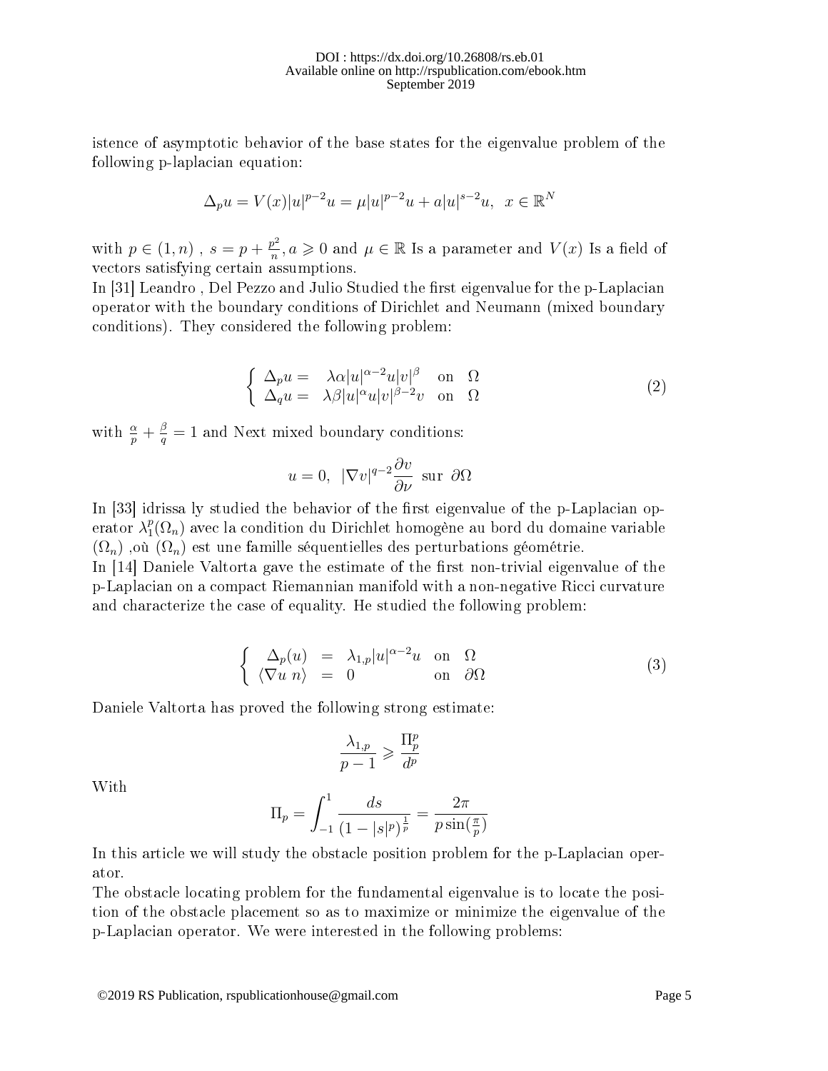istence of asymptotic behavior of the base states for the eigenvalue problem of the following p-laplacian equation:

$$\Delta_p u = V(x)|u|^{p-2}u = \mu|u|^{p-2}u + a|u|^{s-2}u, \;\; x \in \mathbb{R}^N$$

with $p \in (1, n)$ , $s = p + \frac{p^2}{n}, a \geqslant 0$ and $\mu \in \mathbb{R}$ Is a parameter and $V(x)$ Is a field of vectors satisfying certain assumptions.

In [31] Leandro , Del Pezzo and Julio Studied the first eigenvalue for the p-Laplacian operator with the boundary conditions of Dirichlet and Neumann (mixed boundary conditions). They considered the following problem:

$$\left\{ \begin{array}{lll} \Delta_p u = & \lambda\alpha|u|^{\alpha-2}u|v|^{\beta} & \text{on} \quad \Omega \\ \Delta_q u = & \lambda\beta|u|^{\alpha}u|v|^{\beta-2}v & \text{on} \quad \Omega \end{array} \right. \tag{2}$$

with $\frac{\alpha}{p} + \frac{\beta}{q} = 1$ and Next mixed boundary conditions:

$$u = 0, \;\; |\nabla v|^{q-2}\frac{\partial v}{\partial \nu} \;\; \text{sur} \;\; \partial\Omega$$

In [33] idrissa ly studied the behavior of the first eigenvalue of the p-Laplacian operator $\lambda_1^p(\Omega_n)$ avec la condition du Dirichlet homogène au bord du domaine variable $(\Omega_n)$ ,où $(\Omega_n)$ est une famille séquentielles des perturbations géométrie.

In [14] Daniele Valtorta gave the estimate of the first non-trivial eigenvalue of the p-Laplacian on a compact Riemannian manifold with a non-negative Ricci curvature and characterize the case of equality. He studied the following problem:

$$\left\{ \begin{array}{lcll} \Delta_p(u) & = & \lambda_{1,p}|u|^{\alpha-2}u & \text{on} \quad \Omega \\ \langle \nabla u \; n \rangle & = & 0 & \text{on} \quad \partial\Omega \end{array} \right. \tag{3}$$

Daniele Valtorta has proved the following strong estimate:

$$\frac{\lambda_{1,p}}{p-1} \geqslant \frac{\Pi_p^p}{d^p}$$

With

$$\Pi_p = \int_{-1}^{1} \frac{ds}{(1-|s|^p)^{\frac{1}{p}}} = \frac{2\pi}{p\sin(\frac{\pi}{p})}$$

In this article we will study the obstacle position problem for the p-Laplacian operator.

The obstacle locating problem for the fundamental eigenvalue is to locate the position of the obstacle placement so as to maximize or minimize the eigenvalue of the p-Laplacian operator. We were interested in the following problems: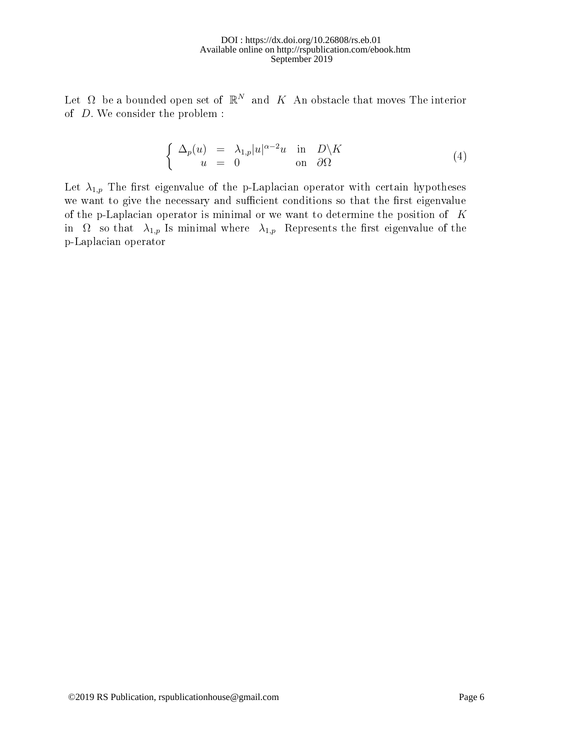Let $\Omega$ be a bounded open set of $\mathbb{R}^N$ and $K$ An obstacle that moves The interior of $D$. We consider the problem :

$$
\left\{ \begin{array}{rcll} \Delta_p(u) & = & \lambda_{1,p}|u|^{\alpha-2}u & \text{in} \quad D\backslash K \\ u & = & 0 & \text{on} \quad \partial\Omega \end{array} \right. \tag{4}
$$

Let $\lambda_{1,p}$ The first eigenvalue of the p-Laplacian operator with certain hypotheses we want to give the necessary and sufficient conditions so that the first eigenvalue of the p-Laplacian operator is minimal or we want to determine the position of $K$ in $\Omega$ so that $\lambda_{1,p}$ Is minimal where $\lambda_{1,p}$ Represents the first eigenvalue of the p-Laplacian operator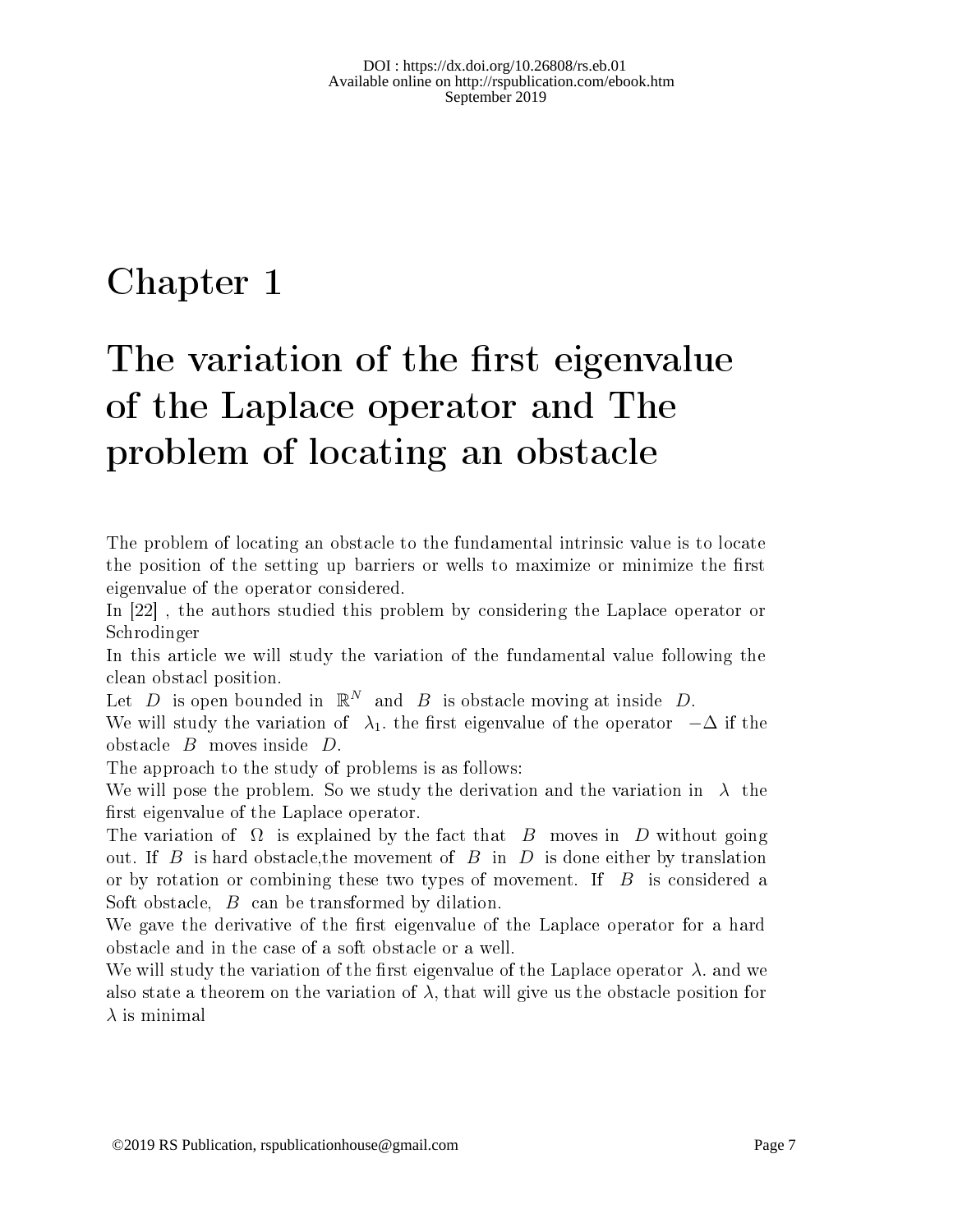# Chapter 1

# The variation of the first eigenvalue of the Laplace operator and The problem of locating an obstacle

The problem of locating an obstacle to the fundamental intrinsic value is to locate the position of the setting up barriers or wells to maximize or minimize the first eigenvalue of the operator considered.

In [22] , the authors studied this problem by considering the Laplace operator or Schrodinger

In this article we will study the variation of the fundamental value following the clean obstacl position.

Let $D$ is open bounded in $\mathbb{R}^N$ and $B$ is obstacle moving at inside $D$.

We will study the variation of $\lambda_1$. the first eigenvalue of the operator $-\Delta$ if the obstacle $B$ moves inside $D$.

The approach to the study of problems is as follows:

We will pose the problem. So we study the derivation and the variation in $\lambda$ the first eigenvalue of the Laplace operator.

The variation of $\Omega$ is explained by the fact that $B$ moves in $D$ without going out. If $B$ is hard obstacle,the movement of $B$ in $D$ is done either by translation or by rotation or combining these two types of movement. If $B$ is considered a Soft obstacle, $B$ can be transformed by dilation.

We gave the derivative of the first eigenvalue of the Laplace operator for a hard obstacle and in the case of a soft obstacle or a well.

We will study the variation of the first eigenvalue of the Laplace operator $\lambda$. and we also state a theorem on the variation of $\lambda$, that will give us the obstacle position for $\lambda$ is minimal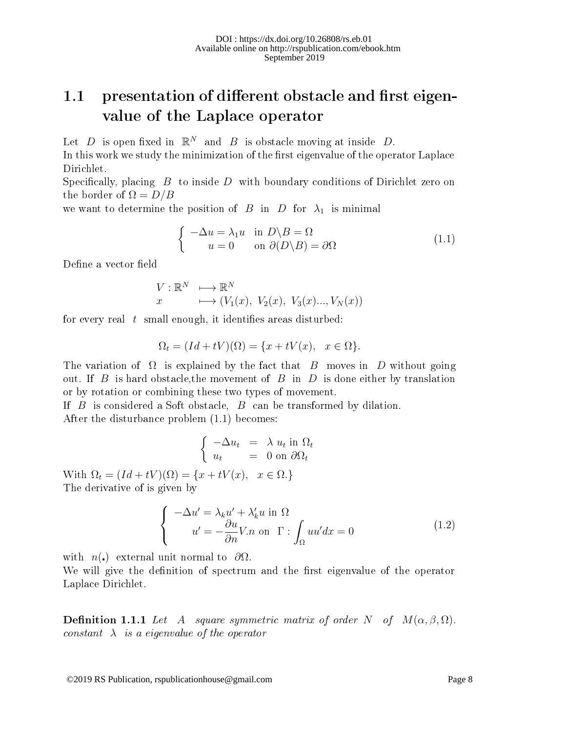## 1.1 presentation of different obstacle and first eigenvalue of the Laplace operator

Let $D$ is open fixed in $\mathbb{R}^N$ and $B$ is obstacle moving at inside $D$.
In this work we study the minimization of the first eigenvalue of the operator Laplace Dirichlet.
Specifically, placing $B$ to inside $D$ with boundary conditions of Dirichlet zero on the border of $\Omega = D/B$
we want to determine the position of $B$ in $D$ for $\lambda_1$ is minimal

$$\begin{cases} -\Delta u = \lambda_1 u & \text{in } D\backslash B = \Omega \\ \quad u = 0 & \text{on } \partial(D\backslash B) = \partial\Omega \end{cases} \tag{1.1}$$

Define a vector field

$$\begin{aligned} V : \mathbb{R}^N &\longmapsto \mathbb{R}^N \\ x &\longmapsto (V_1(x),\ V_2(x),\ V_3(x)...,V_N(x)) \end{aligned}$$

for every real $t$ small enough, it identifies areas disturbed:

$$\Omega_t = (Id + tV)(\Omega) = \{x + tV(x), \quad x \in \Omega\}.$$

The variation of $\Omega$ is explained by the fact that $B$ moves in $D$ without going out. If $B$ is hard obstacle,the movement of $B$ in $D$ is done either by translation or by rotation or combining these two types of movement.
If $B$ is considered a Soft obstacle, $B$ can be transformed by dilation.
After the disturbance problem (1.1) becomes:

$$\begin{cases} -\Delta u_t &= \lambda\ u_t \text{ in } \Omega_t \\ u_t &= 0 \text{ on } \partial\Omega_t \end{cases}$$

With $\Omega_t = (Id + tV)(\Omega) = \{x + tV(x), \quad x \in \Omega.\}$
The derivative of is given by

$$\begin{cases} -\Delta u' = \lambda_k u' + \lambda_k' u \text{ in } \Omega \\ \quad u' = -\dfrac{\partial u}{\partial n} V.n \text{ on } \ \Gamma : \displaystyle\int_\Omega u u' dx = 0 \end{cases} \tag{1.2}$$

with $n(.)$ external unit normal to $\partial\Omega$.
We will give the definition of spectrum and the first eigenvalue of the operator Laplace Dirichlet.

**Definition 1.1.1** *Let $A$ square symmetric matrix of order $N$ of $M(\alpha, \beta, \Omega)$. constant $\lambda$ is a eigenvalue of the operator*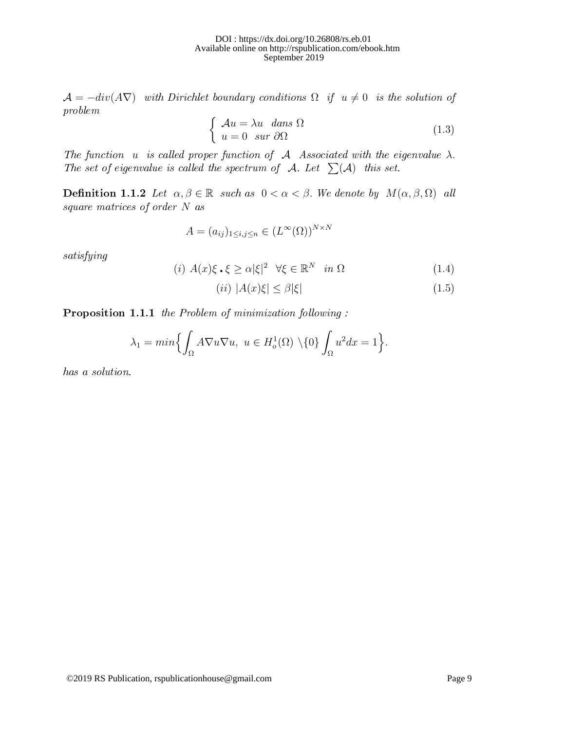$\mathcal{A} = -div(A\nabla)$ *with Dirichlet boundary conditions* $\Omega$ *if* $u \neq 0$ *is the solution of problem*

$$\begin{cases} \mathcal{A}u = \lambda u \quad dans\ \Omega \\ u = 0 \quad sur\ \partial\Omega \end{cases} \tag{1.3}$$

*The function* $u$ *is called proper function of* $\mathcal{A}$ *Associated with the eigenvalue* $\lambda$. *The set of eigenvalue is called the spectrum of* $\mathcal{A}$. *Let* $\sum(\mathcal{A})$ *this set.*

**Definition 1.1.2** *Let* $\alpha, \beta \in \mathbb{R}$ *such as* $0 < \alpha < \beta$. *We denote by* $M(\alpha, \beta, \Omega)$ *all square matrices of order* $N$ *as*

$$A = (a_{ij})_{1 \leq i,j \leq n} \in (L^{\infty}(\Omega))^{N \times N}$$

*satisfying*

$$(i)\ A(x)\xi \cdot \xi \geq \alpha|\xi|^2 \quad \forall \xi \in \mathbb{R}^N \quad in\ \Omega \tag{1.4}$$

$$(ii)\ |A(x)\xi| \leq \beta|\xi| \tag{1.5}$$

**Proposition 1.1.1** *the Problem of minimization following :*

$$\lambda_1 = min\Big\{ \int_{\Omega} A\nabla u \nabla u,\ u \in H_o^1(\Omega) \setminus \{0\} \int_{\Omega} u^2 dx = 1 \Big\}.$$

*has a solution.*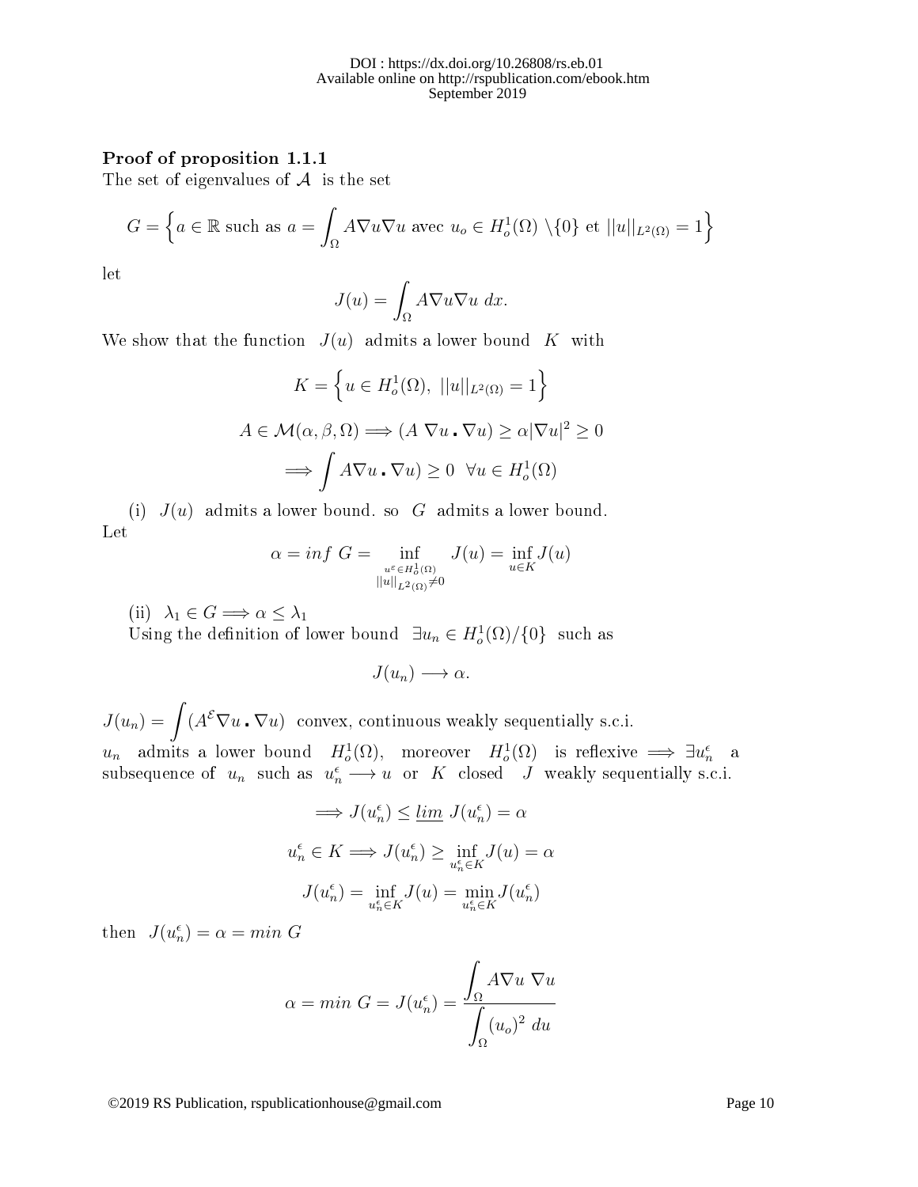**Proof of proposition 1.1.1**

The set of eigenvalues of $\mathcal{A}$ is the set

$$G = \Big\{ a \in \mathbb{R} \text{ such as } a = \int_\Omega A\nabla u \nabla u \text{ avec } u_o \in H_o^1(\Omega) \setminus \{0\} \text{ et } ||u||_{L^2(\Omega)} = 1 \Big\}$$

let

$$J(u) = \int_\Omega A\nabla u \nabla u \; dx.$$

We show that the function $J(u)$ admits a lower bound $K$ with

$$K = \Big\{ u \in H_o^1(\Omega), \; ||u||_{L^2(\Omega)} = 1 \Big\}$$

$$A \in \mathcal{M}(\alpha, \beta, \Omega) \Longrightarrow (A \; \nabla u \, . \, \nabla u) \geq \alpha |\nabla u|^2 \geq 0$$

$$\Longrightarrow \int A\nabla u \, . \, \nabla u) \geq 0 \;\; \forall u \in H_o^1(\Omega)$$

(i) $J(u)$ admits a lower bound. so $G$ admits a lower bound.

Let

$$\alpha = inf \; G = \inf_{\substack{u^\varepsilon \in H_o^1(\Omega) \\ ||u||_{L^2(\Omega)} \neq 0}} J(u) = \inf_{u \in K} J(u)$$

(ii) $\lambda_1 \in G \Longrightarrow \alpha \leq \lambda_1$

Using the definition of lower bound $\exists u_n \in H_o^1(\Omega)/\{0\}$ such as

$$J(u_n) \longrightarrow \alpha.$$

$J(u_n) = \displaystyle\int (A^{\mathcal{E}} \nabla u \, . \, \nabla u)$ convex, continuous weakly sequentially s.c.i.

$u_n$ admits a lower bound $H_o^1(\Omega)$, moreover $H_o^1(\Omega)$ is reflexive $\Longrightarrow \exists u_n^\epsilon$ a subsequence of $u_n$ such as $u_n^\epsilon \longrightarrow u$ or $K$ closed $J$ weakly sequentially s.c.i.

$$\Longrightarrow J(u_n^\epsilon) \leq \underline{lim} \; J(u_n^\epsilon) = \alpha$$

$$u_n^\epsilon \in K \Longrightarrow J(u_n^\epsilon) \geq \inf_{u_n^\epsilon \in K} J(u) = \alpha$$

$$J(u_n^\epsilon) = \inf_{u_n^\epsilon \in K} J(u) = \min_{u_n^\epsilon \in K} J(u_n^\epsilon)$$

then $J(u_n^\epsilon) = \alpha = min \; G$

$$\alpha = min \; G = J(u_n^\epsilon) = \frac{\displaystyle\int_\Omega A\nabla u \; \nabla u}{\displaystyle\int_\Omega (u_o)^2 \; du}$$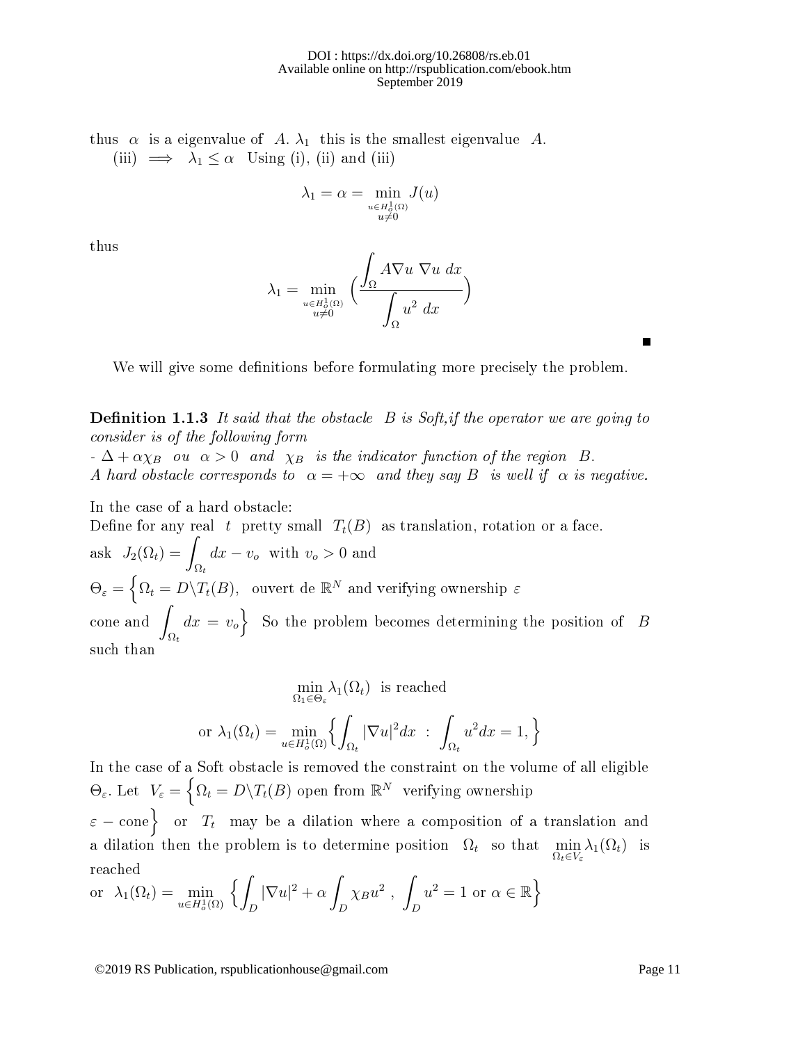thus $\alpha$ is a eigenvalue of $A$. $\lambda_1$ this is the smallest eigenvalue $A$.

(iii) $\implies$ $\lambda_1 \leq \alpha$ Using (i), (ii) and (iii)

$$\lambda_1 = \alpha = \min_{\substack{u \in H_o^1(\Omega) \\ u \neq 0}} J(u)$$

thus

$$\lambda_1 = \min_{\substack{u \in H_o^1(\Omega) \\ u \neq 0}} \Big( \frac{\displaystyle\int_\Omega A\nabla u \ \nabla u \ dx}{\displaystyle\int_\Omega u^2 \ dx} \Big)$$

∎

We will give some definitions before formulating more precisely the problem.

**Definition 1.1.3** *It said that the obstacle $B$ is Soft,if the operator we are going to consider is of the following form*
*- $\Delta + \alpha\chi_B$ ou $\alpha > 0$ and $\chi_B$ is the indicator function of the region $B$.*
*A hard obstacle corresponds to $\alpha = +\infty$ and they say $B$ is well if $\alpha$ is negative.*

In the case of a hard obstacle:
Define for any real $t$ pretty small $T_t(B)$ as translation, rotation or a face.
ask $J_2(\Omega_t) = \displaystyle\int_{\Omega_t} dx - v_o$ with $v_o > 0$ and
$\Theta_\varepsilon = \Big\{ \Omega_t = D \backslash T_t(B),$ ouvert de $\mathbb{R}^N$ and verifying ownership $\varepsilon$ cone and $\displaystyle\int_{\Omega_t} dx = v_o \Big\}$ So the problem becomes determining the position of $B$ such than

$$\min_{\Omega_1 \in \Theta_\varepsilon} \lambda_1(\Omega_t) \ \text{ is reached}$$

$$\text{or } \lambda_1(\Omega_t) = \min_{u \in H_o^1(\Omega)} \Big\{ \int_{\Omega_t} |\nabla u|^2 dx \ : \ \int_{\Omega_t} u^2 dx = 1, \Big\}$$

In the case of a Soft obstacle is removed the constraint on the volume of all eligible $\Theta_\varepsilon$. Let $V_\varepsilon = \Big\{ \Omega_t = D \backslash T_t(B)$ open from $\mathbb{R}^N$ verifying ownership $\varepsilon -$ cone$\Big\}$ or $T_t$ may be a dilation where a composition of a translation and a dilation then the problem is to determine position $\Omega_t$ so that $\displaystyle\min_{\Omega_t \in V_\varepsilon} \lambda_1(\Omega_t)$ is reached

or $\lambda_1(\Omega_t) = \displaystyle\min_{u \in H_o^1(\Omega)} \Big\{ \int_D |\nabla u|^2 + \alpha \int_D \chi_B u^2 \ , \ \int_D u^2 = 1 \text{ or } \alpha \in \mathbb{R} \Big\}$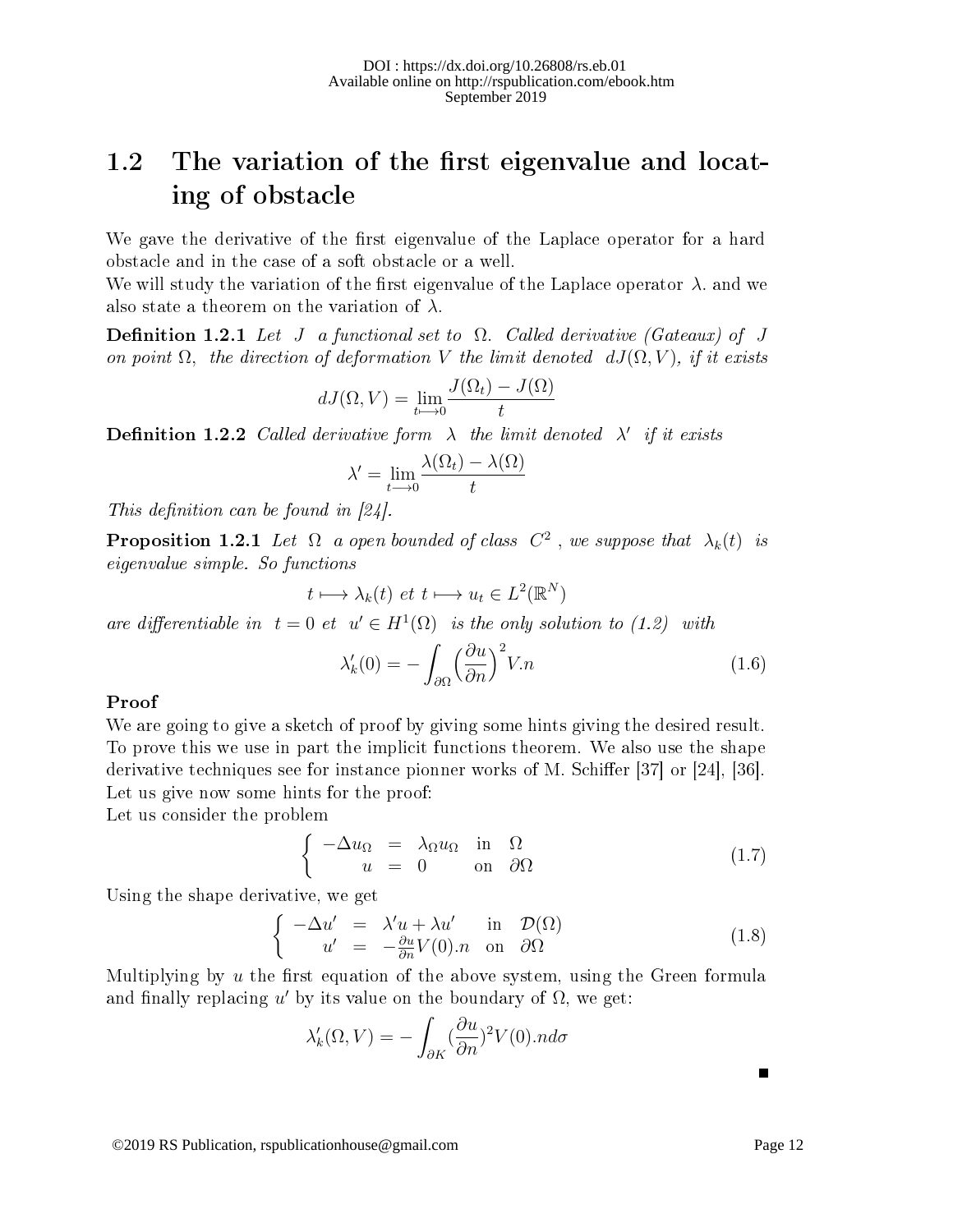## 1.2 The variation of the first eigenvalue and locating of obstacle

We gave the derivative of the first eigenvalue of the Laplace operator for a hard obstacle and in the case of a soft obstacle or a well.

We will study the variation of the first eigenvalue of the Laplace operator $\lambda$. and we also state a theorem on the variation of $\lambda$.

**Definition 1.2.1** *Let $J$ a functional set to $\Omega$. Called derivative (Gateaux) of $J$ on point $\Omega$, the direction of deformation $V$ the limit denoted $dJ(\Omega, V)$, if it exists*

$$dJ(\Omega, V) = \lim_{t \longmapsto 0} \frac{J(\Omega_t) - J(\Omega)}{t}$$

**Definition 1.2.2** *Called derivative form $\lambda$ the limit denoted $\lambda'$ if it exists*

$$\lambda' = \lim_{t \longrightarrow 0} \frac{\lambda(\Omega_t) - \lambda(\Omega)}{t}$$

*This definition can be found in [24].*

**Proposition 1.2.1** *Let $\Omega$ a open bounded of class $C^2$, we suppose that $\lambda_k(t)$ is eigenvalue simple. So functions*

$$t \longmapsto \lambda_k(t) \ et \ t \longmapsto u_t \in L^2(\mathbb{R}^N)$$

*are differentiable in $t = 0$ et $u' \in H^1(\Omega)$ is the only solution to (1.2) with*

$$\lambda_k'(0) = -\int_{\partial\Omega} \Big(\frac{\partial u}{\partial n}\Big)^2 V.n \tag{1.6}$$

**Proof**

We are going to give a sketch of proof by giving some hints giving the desired result. To prove this we use in part the implicit functions theorem. We also use the shape derivative techniques see for instance pionner works of M. Schiffer [37] or [24], [36]. Let us give now some hints for the proof:

Let us consider the problem

$$\begin{cases} -\Delta u_\Omega &= \lambda_\Omega u_\Omega \quad \text{in} \quad \Omega \\ \quad\; u &= 0 \qquad\quad \text{on} \quad \partial\Omega \end{cases} \tag{1.7}$$

Using the shape derivative, we get

$$\begin{cases} -\Delta u' &= \lambda' u + \lambda u' \qquad \text{in} \quad \mathcal{D}(\Omega) \\ \quad\; u' &= -\frac{\partial u}{\partial n} V(0).n \quad \text{on} \quad \partial\Omega \end{cases} \tag{1.8}$$

Multiplying by $u$ the first equation of the above system, using the Green formula and finally replacing $u'$ by its value on the boundary of $\Omega$, we get:

$$\lambda_k'(\Omega, V) = -\int_{\partial K} (\frac{\partial u}{\partial n})^2 V(0).n d\sigma$$

■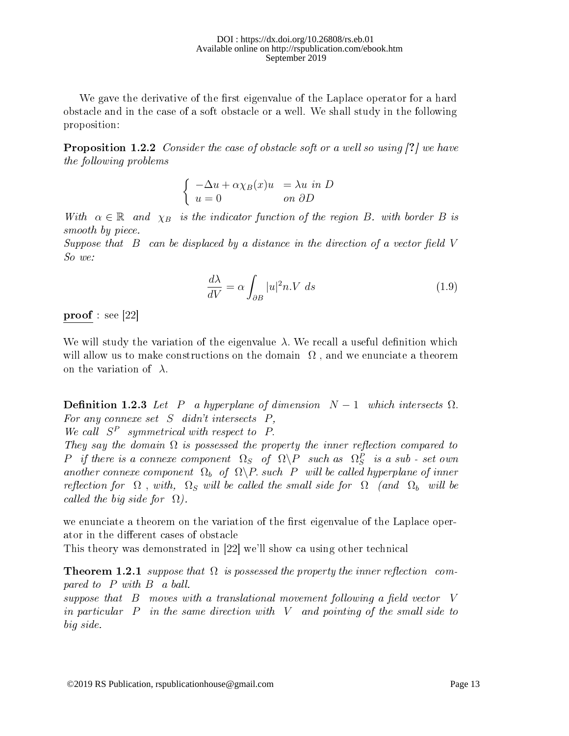We gave the derivative of the first eigenvalue of the Laplace operator for a hard obstacle and in the case of a soft obstacle or a well. We shall study in the following proposition:

**Proposition 1.2.2** *Consider the case of obstacle soft or a well so using [?] we have the following problems*

$$\begin{cases} -\Delta u + \alpha \chi_B(x) u &= \lambda u \text{ in } D \\ u = 0 & \text{on } \partial D \end{cases}$$

*With $\alpha \in \mathbb{R}$ and $\chi_B$ is the indicator function of the region $B$. with border $B$ is smooth by piece.*
*Suppose that $B$ can be displaced by a distance in the direction of a vector field $V$ So we:*

$$\frac{d\lambda}{dV} = \alpha \int_{\partial B} |u|^2 n.V \; ds \tag{1.9}$$

**proof** : see [22]

We will study the variation of the eigenvalue $\lambda$. We recall a useful definition which will allow us to make constructions on the domain $\Omega$ , and we enunciate a theorem on the variation of $\lambda$.

**Definition 1.2.3** *Let $P$ a hyperplane of dimension $N-1$ which intersects $\Omega$. For any connexe set $S$ didn't intersects $P$,*
*We call $S^P$ symmetrical with respect to $P$.*
*They say the domain $\Omega$ is possessed the property the inner reflection compared to $P$ if there is a connexe component $\Omega_S$ of $\Omega \backslash P$ such as $\Omega_S^P$ is a sub - set own another connexe component $\Omega_b$ of $\Omega \backslash P$. such $P$ will be called hyperplane of inner reflection for $\Omega$ , with, $\Omega_S$ will be called the small side for $\Omega$ (and $\Omega_b$ will be called the big side for $\Omega$).*

we enunciate a theorem on the variation of the first eigenvalue of the Laplace operator in the different cases of obstacle
This theory was demonstrated in [22] we'll show ca using other technical

**Theorem 1.2.1** *suppose that $\Omega$ is possessed the property the inner reflection compared to $P$ with $B$ a ball.*
*suppose that $B$ moves with a translational movement following a field vector $V$ in particular $P$ in the same direction with $V$ and pointing of the small side to big side.*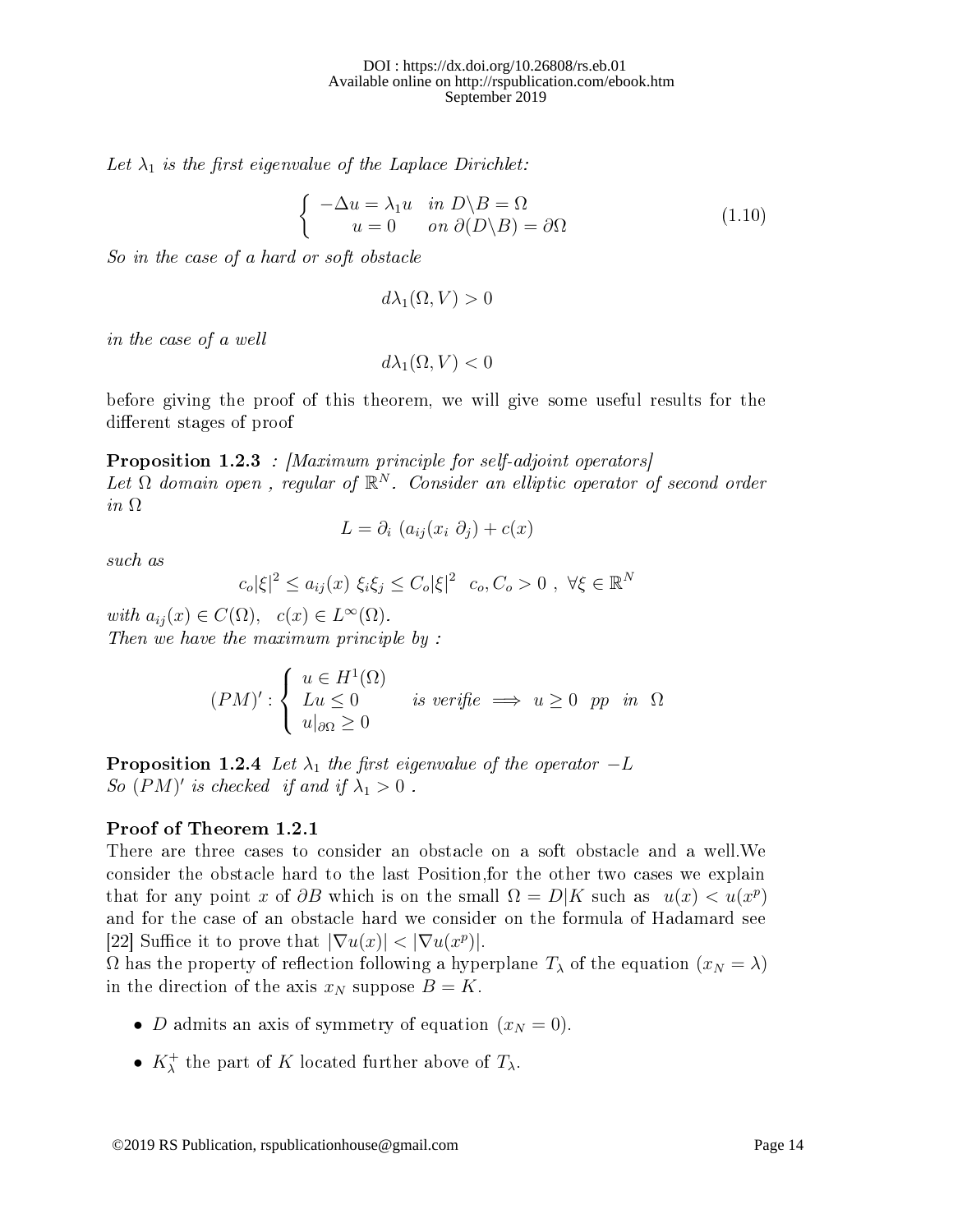*Let $\lambda_1$ is the first eigenvalue of the Laplace Dirichlet:*

$$\left\{ \begin{array}{ll} -\Delta u = \lambda_1 u & in \ D \backslash B = \Omega \\ \quad u = 0 & on \ \partial(D \backslash B) = \partial\Omega \end{array} \right. \tag{1.10}$$

*So in the case of a hard or soft obstacle*

$$d\lambda_1(\Omega, V) > 0$$

*in the case of a well*

$$d\lambda_1(\Omega, V) < 0$$

before giving the proof of this theorem, we will give some useful results for the different stages of proof

**Proposition 1.2.3** *: [Maximum principle for self-adjoint operators]*
*Let $\Omega$ domain open , regular of $\mathbb{R}^N$. Consider an elliptic operator of second order in $\Omega$*

$$L = \partial_i \ (a_{ij}(x_i \ \partial_j) + c(x)$$

*such as*

$$c_o|\xi|^2 \leq a_{ij}(x) \ \xi_i \xi_j \leq C_o|\xi|^2 \quad c_o, C_o > 0 \ , \ \forall \xi \in \mathbb{R}^N$$

*with $a_{ij}(x) \in C(\Omega)$, $c(x) \in L^\infty(\Omega)$.*
*Then we have the maximum principle by :*

$$(PM)' : \left\{ \begin{array}{l} u \in H^1(\Omega) \\ Lu \leq 0 \\ u|_{\partial\Omega} \geq 0 \end{array} \right. \quad is \ verifie \implies u \geq 0 \ \ pp \ \ in \ \ \Omega$$

**Proposition 1.2.4** *Let $\lambda_1$ the first eigenvalue of the operator $-L$*
*So $(PM)'$ is checked if and if $\lambda_1 > 0$ .*

**Proof of Theorem 1.2.1**
There are three cases to consider an obstacle on a soft obstacle and a well.We consider the obstacle hard to the last Position,for the other two cases we explain that for any point $x$ of $\partial B$ which is on the small $\Omega = D|K$ such as $u(x) < u(x^p)$ and for the case of an obstacle hard we consider on the formula of Hadamard see [22] Suffice it to prove that $|\nabla u(x)| < |\nabla u(x^p)|$.
$\Omega$ has the property of reflection following a hyperplane $T_\lambda$ of the equation $(x_N = \lambda)$ in the direction of the axis $x_N$ suppose $B = K$.

- $D$ admits an axis of symmetry of equation $(x_N = 0)$.
- $K^+_\lambda$ the part of $K$ located further above of $T_\lambda$.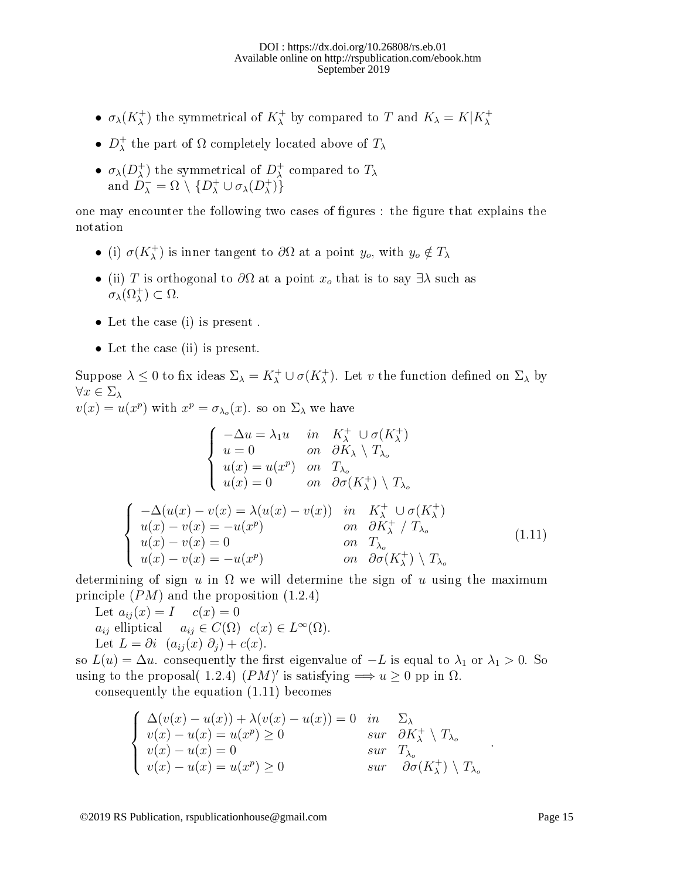- $\sigma_\lambda(K_\lambda^+)$ the symmetrical of $K_\lambda^+$ by compared to $T$ and $K_\lambda = K|K_\lambda^+$
- $D_\lambda^+$ the part of $\Omega$ completely located above of $T_\lambda$
- $\sigma_\lambda(D_\lambda^+)$ the symmetrical of $D_\lambda^+$ compared to $T_\lambda$ and $D_\lambda^- = \Omega \setminus \{D_\lambda^+ \cup \sigma_\lambda(D_\lambda^+)\}$

one may encounter the following two cases of figures : the figure that explains the notation

- (i) $\sigma(K_\lambda^+)$ is inner tangent to $\partial\Omega$ at a point $y_o$, with $y_o \notin T_\lambda$
- (ii) $T$ is orthogonal to $\partial\Omega$ at a point $x_o$ that is to say $\exists\lambda$ such as $\sigma_\lambda(\Omega_\lambda^+) \subset \Omega$.
- Let the case (i) is present .
- Let the case (ii) is present.

Suppose $\lambda \leq 0$ to fix ideas $\Sigma_\lambda = K_\lambda^+ \cup \sigma(K_\lambda^+)$. Let $v$ the function defined on $\Sigma_\lambda$ by $\forall x \in \Sigma_\lambda$
$v(x) = u(x^p)$ with $x^p = \sigma_{\lambda_o}(x)$. so on $\Sigma_\lambda$ we have

$$\begin{cases} -\Delta u = \lambda_1 u & in \quad K_\lambda^+ \cup \sigma(K_\lambda^+) \\ u = 0 & on \quad \partial K_\lambda \setminus T_{\lambda_o} \\ u(x) = u(x^p) & on \quad T_{\lambda_o} \\ u(x) = 0 & on \quad \partial\sigma(K_\lambda^+) \setminus T_{\lambda_o} \end{cases}$$

$$\begin{cases} -\Delta(u(x) - v(x) = \lambda(u(x) - v(x)) & in \quad K_\lambda^+ \cup \sigma(K_\lambda^+) \\ u(x) - v(x) = -u(x^p) & on \quad \partial K_\lambda^+ \ / \ T_{\lambda_o} \\ u(x) - v(x) = 0 & on \quad T_{\lambda_o} \\ u(x) - v(x) = -u(x^p) & on \quad \partial\sigma(K_\lambda^+) \setminus T_{\lambda_o} \end{cases} \tag{1.11}$$

determining of sign $u$ in $\Omega$ we will determine the sign of $u$ using the maximum principle $(PM)$ and the proposition (1.2.4)

Let $a_{ij}(x) = I \quad c(x) = 0$

$a_{ij}$ elliptical $\quad a_{ij} \in C(\Omega) \quad c(x) \in L^\infty(\Omega)$.

Let $L = \partial i \quad (a_{ij}(x)\ \partial_j) + c(x)$.

so $L(u) = \Delta u$. consequently the first eigenvalue of $-L$ is equal to $\lambda_1$ or $\lambda_1 > 0$. So using to the proposal( 1.2.4) $(PM)'$ is satisfying $\Longrightarrow u \geq 0$ pp in $\Omega$.

consequently the equation (1.11) becomes

$$\begin{cases} \Delta(v(x) - u(x)) + \lambda(v(x) - u(x)) = 0 & in \quad \Sigma_\lambda \\ v(x) - u(x) = u(x^p) \geq 0 & sur \quad \partial K_\lambda^+ \setminus T_{\lambda_o} \\ v(x) - u(x) = 0 & sur \quad T_{\lambda_o} \\ v(x) - u(x) = u(x^p) \geq 0 & sur \quad \partial\sigma(K_\lambda^+) \setminus T_{\lambda_o} \end{cases}.$$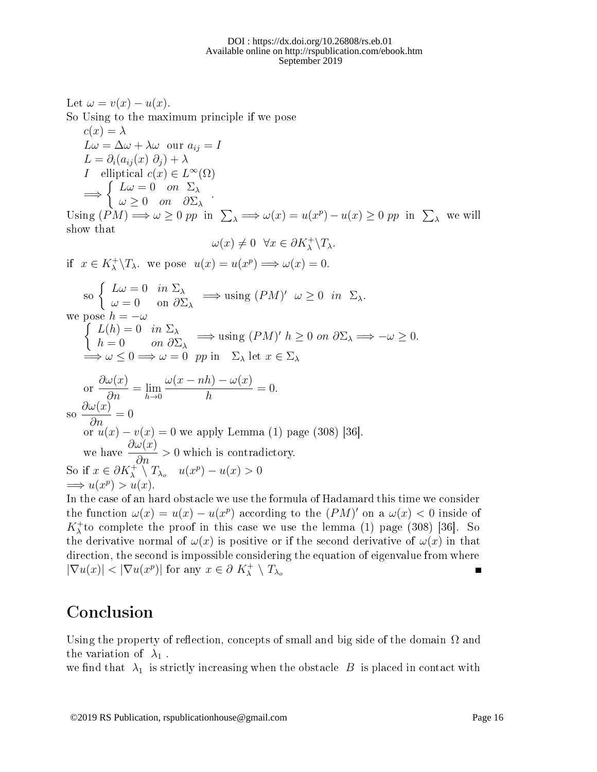Let $\omega = v(x) - u(x)$.

So Using to the maximum principle if we pose

$c(x) = \lambda$

$L\omega = \Delta\omega + \lambda\omega$ our $a_{ij} = I$

$L = \partial_i(a_{ij}(x)\,\partial_j) + \lambda$

$I$ elliptical $c(x) \in L^\infty(\Omega)$

$$\Longrightarrow \begin{cases} L\omega = 0 & on \ \Sigma_\lambda \\ \omega \geq 0 & on \ \ \partial\Sigma_\lambda \end{cases}.$$

Using $(PM) \Longrightarrow \omega \geq 0$ $pp$ in $\sum_\lambda \Longrightarrow \omega(x) = u(x^p) - u(x) \geq 0$ $pp$ in $\sum_\lambda$ we will show that

$$\omega(x) \neq 0 \ \ \forall x \in \partial K_\lambda^+ \backslash T_\lambda.$$

if $x \in K_\lambda^+ \backslash T_\lambda$. we pose $u(x) = u(x^p) \Longrightarrow \omega(x) = 0$.

$$\text{so} \begin{cases} L\omega = 0 & in \ \Sigma_\lambda \\ \omega = 0 & \text{on } \partial\Sigma_\lambda \end{cases} \Longrightarrow \text{using } (PM)' \ \ \omega \geq 0 \ \ in \ \ \Sigma_\lambda.$$

we pose $h = -\omega$

$$\begin{cases} L(h) = 0 & in \ \Sigma_\lambda \\ h = 0 & on \ \partial\Sigma_\lambda \end{cases} \Longrightarrow \text{using } (PM)' \ h \geq 0 \ on \ \partial\Sigma_\lambda \Longrightarrow -\omega \geq 0.$$

$\Longrightarrow \omega \leq 0 \Longrightarrow \omega = 0$ $pp$ in $\Sigma_\lambda$ let $x \in \Sigma_\lambda$

$$\text{or } \frac{\partial\omega(x)}{\partial n} = \lim_{h\to 0} \frac{\omega(x - nh) - \omega(x)}{h} = 0.$$

so $\dfrac{\partial\omega(x)}{\partial n} = 0$

or $u(x) - v(x) = 0$ we apply Lemma (1) page (308) [36].

we have $\dfrac{\partial\omega(x)}{\partial n} > 0$ which is contradictory.

So if $x \in \partial K_\lambda^+ \setminus T_{\lambda_o}$ $\quad u(x^p) - u(x) > 0$

$\Longrightarrow u(x^p) > u(x)$.

In the case of an hard obstacle we use the formula of Hadamard this time we consider the function $\omega(x) = u(x) - u(x^p)$ according to the $(PM)'$ on a $\omega(x) < 0$ inside of $K_\lambda^+$to complete the proof in this case we use the lemma (1) page (308) [36]. So the derivative normal of $\omega(x)$ is positive or if the second derivative of $\omega(x)$ in that direction, the second is impossible considering the equation of eigenvalue from where $|\nabla u(x)| < |\nabla u(x^p)|$ for any $x \in \partial\ K_\lambda^+ \setminus T_{\lambda_o}$ ∎

# Conclusion

Using the property of reflection, concepts of small and big side of the domain $\Omega$ and the variation of $\lambda_1$ .

we find that $\lambda_1$ is strictly increasing when the obstacle $B$ is placed in contact with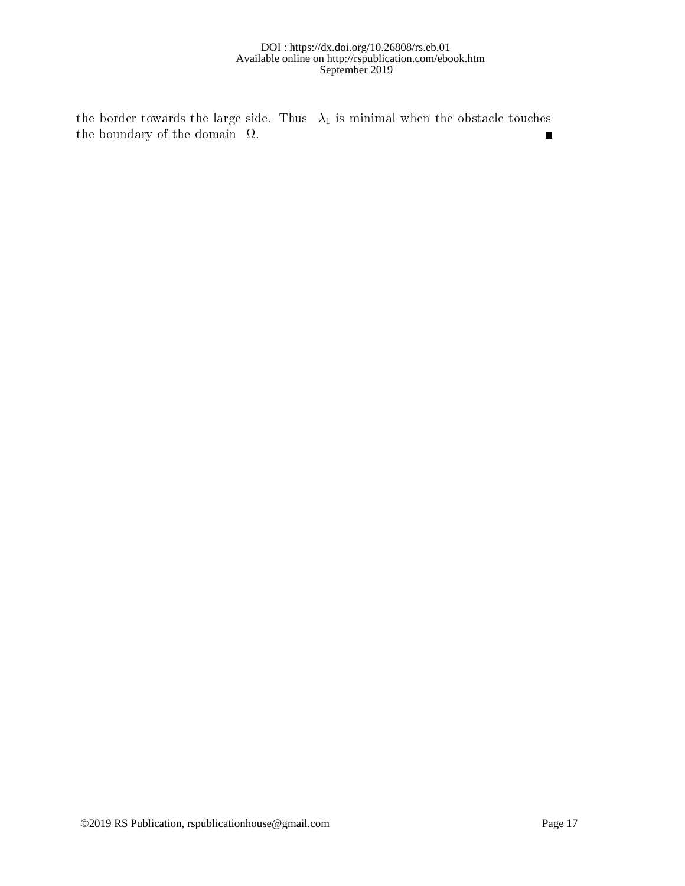the border towards the large side. Thus $\lambda_1$ is minimal when the obstacle touches the boundary of the domain $\Omega$. ∎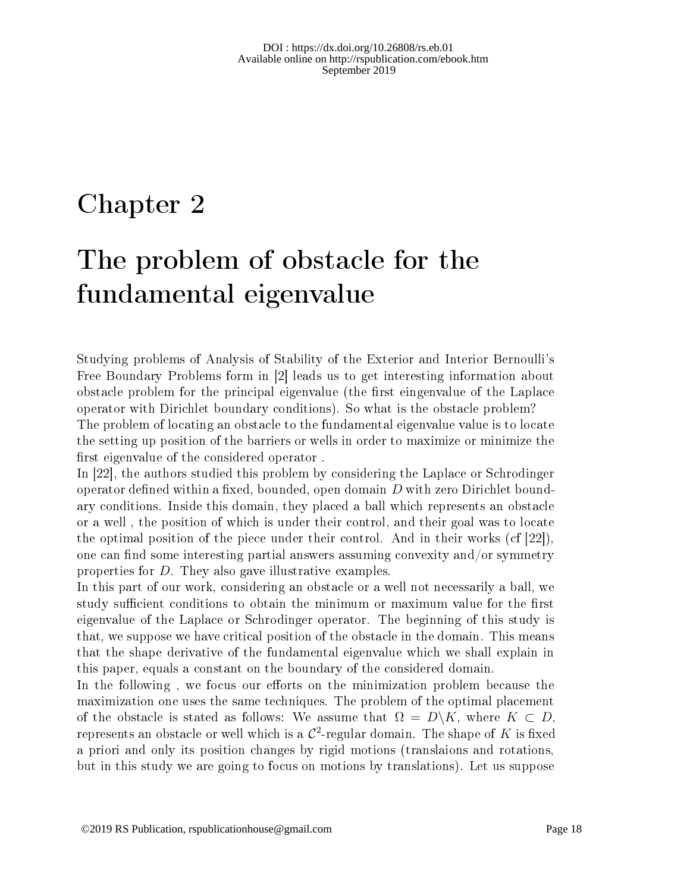# Chapter 2

# The problem of obstacle for the fundamental eigenvalue

Studying problems of Analysis of Stability of the Exterior and Interior Bernoulli's Free Boundary Problems form in [2] leads us to get interesting information about obstacle problem for the principal eigenvalue (the first eingenvalue of the Laplace operator with Dirichlet boundary conditions). So what is the obstacle problem?
The problem of locating an obstacle to the fundamental eigenvalue value is to locate the setting up position of the barriers or wells in order to maximize or minimize the first eigenvalue of the considered operator .
In [22], the authors studied this problem by considering the Laplace or Schrodinger operator defined within a fixed, bounded, open domain $D$ with zero Dirichlet boundary conditions. Inside this domain, they placed a ball which represents an obstacle or a well , the position of which is under their control, and their goal was to locate the optimal position of the piece under their control. And in their works (cf [22]), one can find some interesting partial answers assuming convexity and/or symmetry properties for $D$. They also gave illustrative examples.
In this part of our work, considering an obstacle or a well not necessarily a ball, we study sufficient conditions to obtain the minimum or maximum value for the first eigenvalue of the Laplace or Schrodinger operator. The beginning of this study is that, we suppose we have critical position of the obstacle in the domain. This means that the shape derivative of the fundamental eigenvalue which we shall explain in this paper, equals a constant on the boundary of the considered domain.
In the following , we focus our efforts on the minimization problem because the maximization one uses the same techniques. The problem of the optimal placement of the obstacle is stated as follows: We assume that $\Omega = D \backslash K$, where $K \subset D$, represents an obstacle or well which is a $\mathcal{C}^2$-regular domain. The shape of $K$ is fixed a priori and only its position changes by rigid motions (translaions and rotations, but in this study we are going to focus on motions by translations). Let us suppose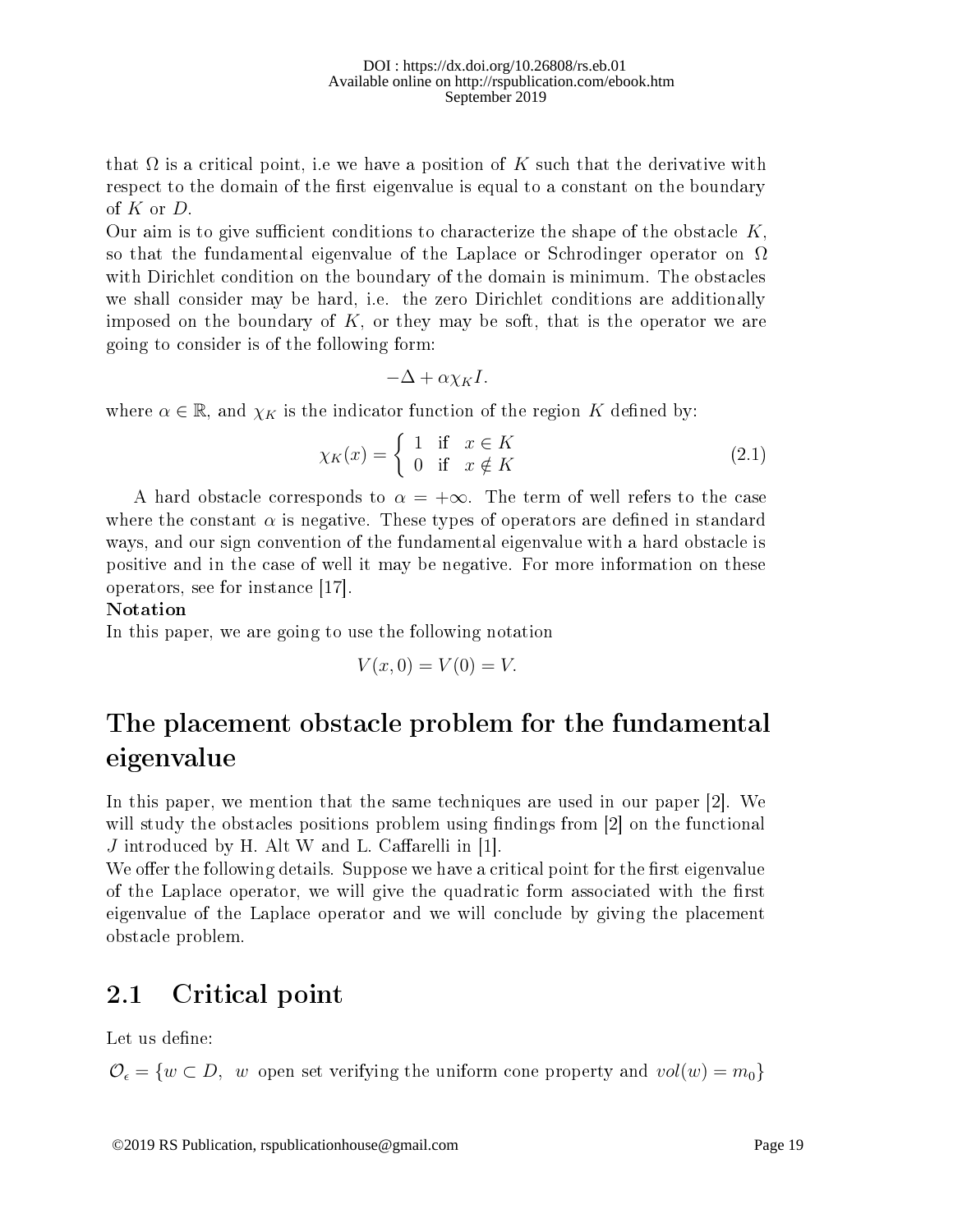that $\Omega$ is a critical point, i.e we have a position of $K$ such that the derivative with respect to the domain of the first eigenvalue is equal to a constant on the boundary of $K$ or $D$.
Our aim is to give sufficient conditions to characterize the shape of the obstacle $K$, so that the fundamental eigenvalue of the Laplace or Schrodinger operator on $\Omega$ with Dirichlet condition on the boundary of the domain is minimum. The obstacles we shall consider may be hard, i.e. the zero Dirichlet conditions are additionally imposed on the boundary of $K$, or they may be soft, that is the operator we are going to consider is of the following form:

$$-\Delta + \alpha\chi_K I.$$

where $\alpha \in \mathbb{R}$, and $\chi_K$ is the indicator function of the region $K$ defined by:

$$\chi_K(x) = \begin{cases} 1 & \text{if} \quad x \in K \\ 0 & \text{if} \quad x \notin K \end{cases} \tag{2.1}$$

A hard obstacle corresponds to $\alpha = +\infty$. The term of well refers to the case where the constant $\alpha$ is negative. These types of operators are defined in standard ways, and our sign convention of the fundamental eigenvalue with a hard obstacle is positive and in the case of well it may be negative. For more information on these operators, see for instance [17].

**Notation**

In this paper, we are going to use the following notation

$$V(x, 0) = V(0) = V.$$

# The placement obstacle problem for the fundamental eigenvalue

In this paper, we mention that the same techniques are used in our paper [2]. We will study the obstacles positions problem using findings from [2] on the functional $J$ introduced by H. Alt W and L. Caffarelli in [1].
We offer the following details. Suppose we have a critical point for the first eigenvalue of the Laplace operator, we will give the quadratic form associated with the first eigenvalue of the Laplace operator and we will conclude by giving the placement obstacle problem.

## 2.1 Critical point

Let us define:

$\mathcal{O}_\epsilon = \{w \subset D, \ \ w \text{ open set verifying the uniform cone property and } vol(w) = m_0\}$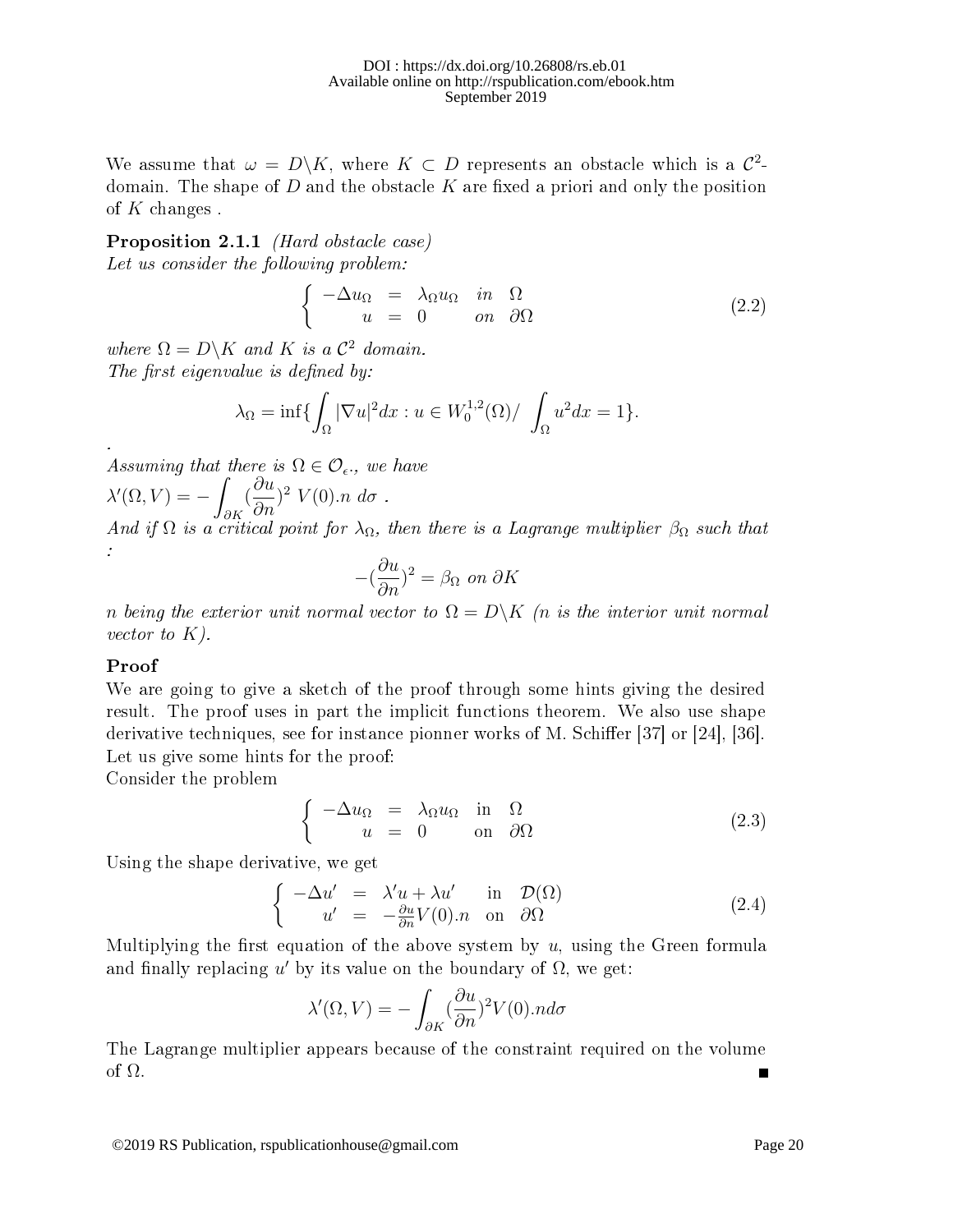We assume that $\omega = D\backslash K$, where $K \subset D$ represents an obstacle which is a $\mathcal{C}^2$-domain. The shape of $D$ and the obstacle $K$ are fixed a priori and only the position of $K$ changes .

**Proposition 2.1.1** *(Hard obstacle case)*
*Let us consider the following problem:*

$$\left\{ \begin{array}{rcll} -\Delta u_\Omega & = & \lambda_\Omega u_\Omega & in \quad \Omega \\ u & = & 0 & on \quad \partial\Omega \end{array} \right. \tag{2.2}$$

*where $\Omega = D\backslash K$ and $K$ is a $\mathcal{C}^2$ domain.*
*The first eigenvalue is defined by:*

$$\lambda_\Omega = \inf\{ \int_\Omega |\nabla u|^2 dx : u \in W_0^{1,2}(\Omega) / \int_\Omega u^2 dx = 1\}.$$

.
*Assuming that there is $\Omega \in \mathcal{O}_\epsilon$., we have*
$\lambda'(\Omega, V) = -\displaystyle\int_{\partial K} (\frac{\partial u}{\partial n})^2 \; V(0).n \; d\sigma$ .
*And if $\Omega$ is a critical point for $\lambda_\Omega$, then there is a Lagrange multiplier $\beta_\Omega$ such that :*

$$-(\frac{\partial u}{\partial n})^2 = \beta_\Omega \text{ on } \partial K$$

*$n$ being the exterior unit normal vector to $\Omega = D\backslash K$ ($n$ is the interior unit normal vector to $K$).*

**Proof**
We are going to give a sketch of the proof through some hints giving the desired result. The proof uses in part the implicit functions theorem. We also use shape derivative techniques, see for instance pionner works of M. Schiffer [37] or [24], [36].
Let us give some hints for the proof:
Consider the problem

$$\left\{ \begin{array}{rcll} -\Delta u_\Omega & = & \lambda_\Omega u_\Omega & \text{in} \quad \Omega \\ u & = & 0 & \text{on} \quad \partial\Omega \end{array} \right. \tag{2.3}$$

Using the shape derivative, we get

$$\left\{ \begin{array}{rcll} -\Delta u' & = & \lambda' u + \lambda u' & \text{in} \quad \mathcal{D}(\Omega) \\ u' & = & -\frac{\partial u}{\partial n} V(0).n & \text{on} \quad \partial\Omega \end{array} \right. \tag{2.4}$$

Multiplying the first equation of the above system by $u$, using the Green formula and finally replacing $u'$ by its value on the boundary of $\Omega$, we get:

$$\lambda'(\Omega, V) = -\int_{\partial K} (\frac{\partial u}{\partial n})^2 V(0).n d\sigma$$

The Lagrange multiplier appears because of the constraint required on the volume of $\Omega$. ∎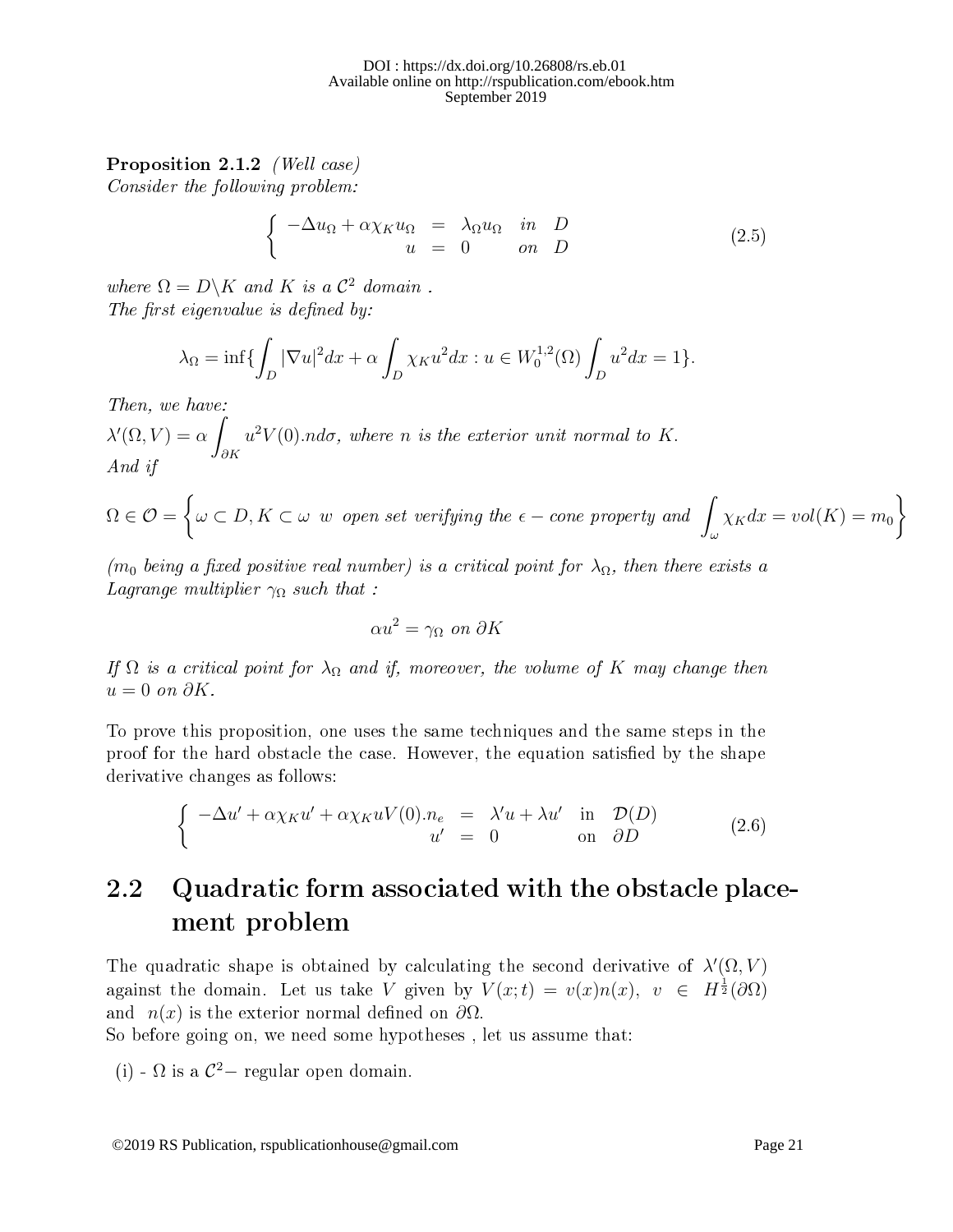**Proposition 2.1.2** *(Well case)*
*Consider the following problem:*

$$\left\{ \begin{array}{rcll} -\Delta u_\Omega + \alpha\chi_K u_\Omega & = & \lambda_\Omega u_\Omega & in \quad D \\ u & = & 0 & on \quad D \end{array} \right. \tag{2.5}$$

*where $\Omega = D\backslash K$ and $K$ is a $\mathcal{C}^2$ domain .*
*The first eigenvalue is defined by:*

$$\lambda_\Omega = \inf\{\int_D |\nabla u|^2 dx + \alpha \int_D \chi_K u^2 dx : u \in W_0^{1,2}(\Omega) \int_D u^2 dx = 1\}.$$

*Then, we have:*
$\lambda'(\Omega, V) = \alpha \displaystyle\int_{\partial K} u^2 V(0).n d\sigma$, *where $n$ is the exterior unit normal to $K$.*
*And if*

$$\Omega \in \mathcal{O} = \left\{ \omega \subset D, K \subset \omega \;\; w \;\; open\ set\ verifying\ the\ \epsilon - cone\ property\ and\ \int_\omega \chi_K dx = vol(K) = m_0 \right\}$$

*($m_0$ being a fixed positive real number) is a critical point for $\lambda_\Omega$, then there exists a Lagrange multiplier $\gamma_\Omega$ such that :*

$$\alpha u^2 = \gamma_\Omega \ on\ \partial K$$

*If $\Omega$ is a critical point for $\lambda_\Omega$ and if, moreover, the volume of $K$ may change then $u = 0$ on $\partial K$.*

To prove this proposition, one uses the same techniques and the same steps in the proof for the hard obstacle the case. However, the equation satisfied by the shape derivative changes as follows:

$$\left\{ \begin{array}{rcll} -\Delta u' + \alpha\chi_K u' + \alpha\chi_K u V(0).n_e & = & \lambda' u + \lambda u' & \text{in} \quad \mathcal{D}(D) \\ u' & = & 0 & \text{on} \quad \partial D \end{array} \right. \tag{2.6}$$

## 2.2 Quadratic form associated with the obstacle placement problem

The quadratic shape is obtained by calculating the second derivative of $\lambda'(\Omega, V)$ against the domain. Let us take $V$ given by $V(x;t) = v(x)n(x)$, $v \in H^{\frac{1}{2}}(\partial\Omega)$ and $n(x)$ is the exterior normal defined on $\partial\Omega$.
So before going on, we need some hypotheses , let us assume that:

(i) - $\Omega$ is a $\mathcal{C}^2-$ regular open domain.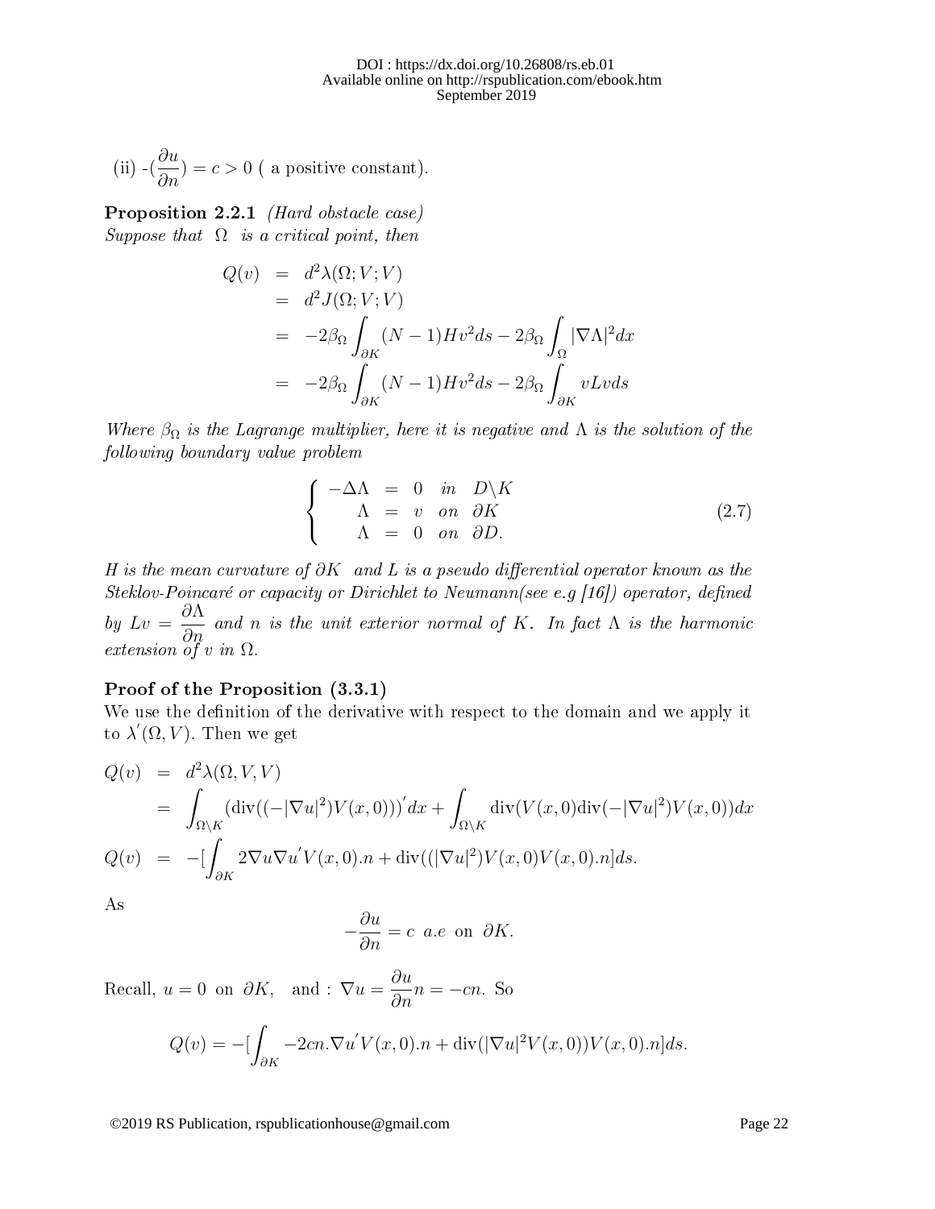(ii) -$(\dfrac{\partial u}{\partial n}) = c > 0$ ( a positive constant).

**Proposition 2.2.1** *(Hard obstacle case)*
*Suppose that* $\Omega$ *is a critical point, then*

$$\begin{aligned}
Q(v) &= d^2\lambda(\Omega; V; V) \\
&= d^2 J(\Omega; V; V) \\
&= -2\beta_\Omega \int_{\partial K} (N-1) H v^2 ds - 2\beta_\Omega \int_\Omega |\nabla \Lambda|^2 dx \\
&= -2\beta_\Omega \int_{\partial K} (N-1) H v^2 ds - 2\beta_\Omega \int_{\partial K} v L v ds
\end{aligned}$$

*Where* $\beta_\Omega$ *is the Lagrange multiplier, here it is negative and* $\Lambda$ *is the solution of the following boundary value problem*

$$\left\{ \begin{array}{rcll} -\Delta \Lambda &=& 0 & in \quad D\backslash K \\ \Lambda &=& v & on \quad \partial K \\ \Lambda &=& 0 & on \quad \partial D. \end{array} \right. \tag{2.7}$$

*H is the mean curvature of* $\partial K$ *and L is a pseudo differential operator known as the Steklov-Poincaré or capacity or Dirichlet to Neumann(see e.g [16]) operator, defined by* $Lv = \dfrac{\partial \Lambda}{\partial n}$ *and n is the unit exterior normal of* $K$. *In fact* $\Lambda$ *is the harmonic extension of* $v$ *in* $\Omega$.

**Proof of the Proposition (3.3.1)**
We use the definition of the derivative with respect to the domain and we apply it to $\lambda'(\Omega, V)$. Then we get

$$\begin{aligned}
Q(v) &= d^2\lambda(\Omega, V, V) \\
&= \int_{\Omega\backslash K} (\text{div}((-|\nabla u|^2)V(x,0)))' dx + \int_{\Omega\backslash K} \text{div}(V(x,0)\text{div}(-|\nabla u|^2)V(x,0)) dx \\
Q(v) &= -[\int_{\partial K} 2\nabla u \nabla u' V(x,0).n + \text{div}((|\nabla u|^2)V(x,0)V(x,0).n] ds.
\end{aligned}$$

As

$$-\frac{\partial u}{\partial n} = c \ \ a.e \ \text{ on } \ \partial K.$$

Recall, $u = 0$ on $\partial K$, and : $\nabla u = \dfrac{\partial u}{\partial n} n = -cn$. So

$$Q(v) = -[\int_{\partial K} -2cn.\nabla u' V(x,0).n + \text{div}(|\nabla u|^2 V(x,0))V(x,0).n] ds.$$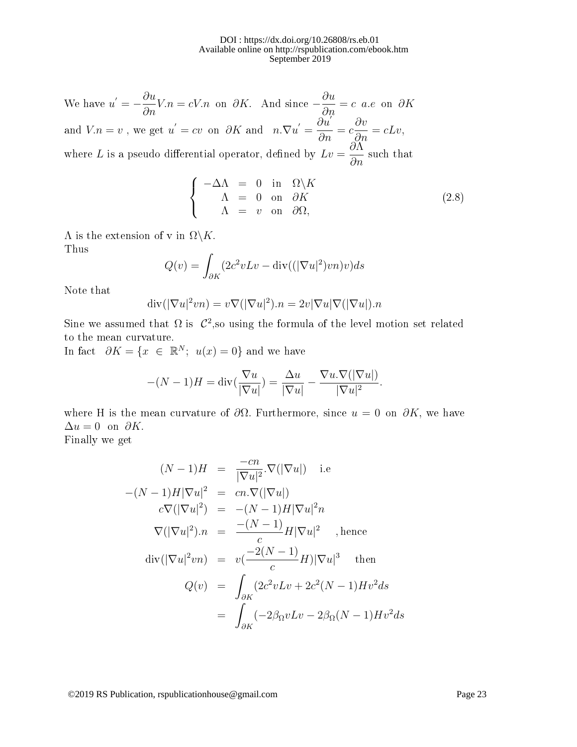We have $u^{'} = -\dfrac{\partial u}{\partial n} V.n = cV.n$ on $\partial K$. And since $-\dfrac{\partial u}{\partial n} = c$ $a.e$ on $\partial K$ and $V.n = v$ , we get $u^{'} = cv$ on $\partial K$ and $n.\nabla u^{'} = \dfrac{\partial u^{'}}{\partial n} = c\dfrac{\partial v}{\partial n} = cLv$, where $L$ is a pseudo differential operator, defined by $Lv = \dfrac{\partial \Lambda}{\partial n}$ such that

$$
\left\{
\begin{array}{rcll}
-\Delta\Lambda & = & 0 & \text{in} \quad \Omega\backslash K \\
\Lambda & = & 0 & \text{on} \quad \partial K \\
\Lambda & = & v & \text{on} \quad \partial\Omega,
\end{array}
\right.
\tag{2.8}
$$

$\Lambda$ is the extension of v in $\Omega\backslash K$.
Thus

$$
Q(v) = \int_{\partial K} (2c^2 vLv - \operatorname{div}((|\nabla u|^2)vn)v)ds
$$

Note that

$$
\operatorname{div}(|\nabla u|^2 vn) = v\nabla(|\nabla u|^2).n = 2v|\nabla u|\nabla(|\nabla u|).n
$$

Sine we assumed that $\Omega$ is $\mathcal{C}^2$,so using the formula of the level motion set related to the mean curvature.
In fact $\partial K = \{x \in \mathbb{R}^N;\ u(x) = 0\}$ and we have

$$
-(N-1)H = \operatorname{div}(\frac{\nabla u}{|\nabla u|}) = \frac{\Delta u}{|\nabla u|} - \frac{\nabla u.\nabla(|\nabla u|)}{|\nabla u|^2}.
$$

where H is the mean curvature of $\partial\Omega$. Furthermore, since $u = 0$ on $\partial K$, we have $\Delta u = 0$ on $\partial K$.
Finally we get

$$
\begin{array}{rcl}
(N-1)H & = & \dfrac{-cn}{|\nabla u|^2}.\nabla(|\nabla u|) \quad \text{i.e} \\
-(N-1)H|\nabla u|^2 & = & cn.\nabla(|\nabla u|) \\
c\nabla(|\nabla u|^2) & = & -(N-1)H|\nabla u|^2 n \\
\nabla(|\nabla u|^2).n & = & \dfrac{-(N-1)}{c}H|\nabla u|^2 \quad \text{, hence} \\
\operatorname{div}(|\nabla u|^2 vn) & = & v(\dfrac{-2(N-1)}{c}H)|\nabla u|^3 \quad \text{then} \\
Q(v) & = & \displaystyle\int_{\partial K} (2c^2 vLv + 2c^2(N-1)Hv^2 ds \\
& = & \displaystyle\int_{\partial K} (-2\beta_\Omega vLv - 2\beta_\Omega(N-1)Hv^2 ds
\end{array}
$$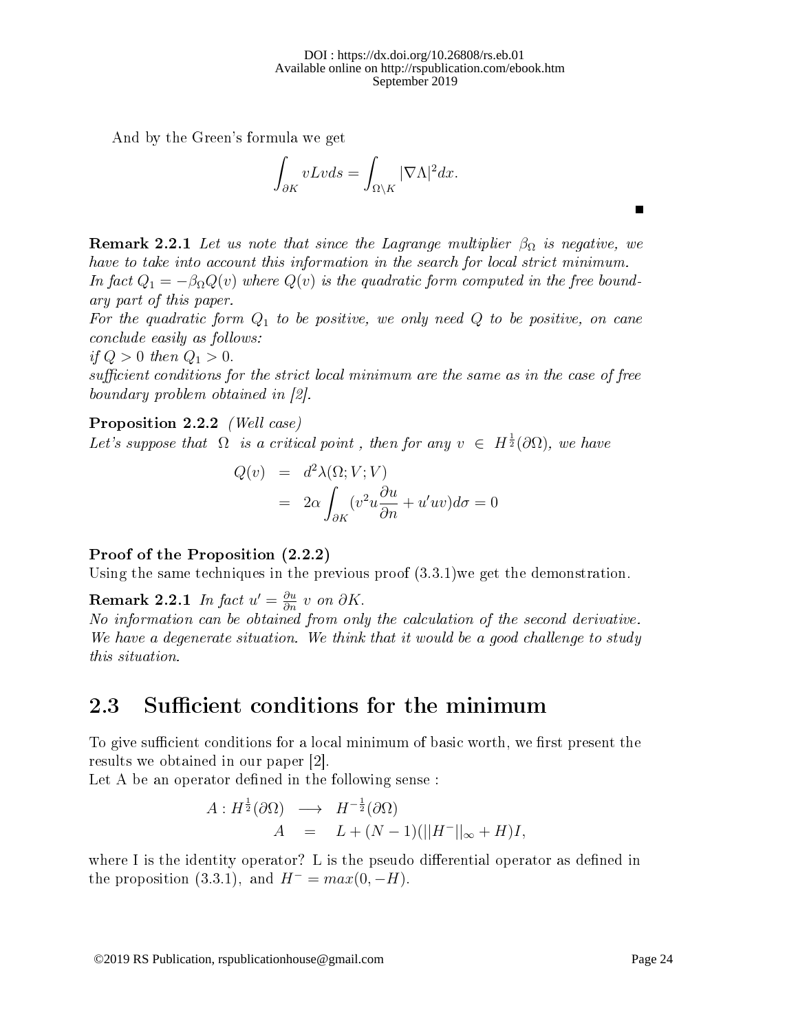And by the Green's formula we get

$$\int_{\partial K} vLvds = \int_{\Omega \setminus K} |\nabla \Lambda|^2 dx.$$

■

**Remark 2.2.1** *Let us note that since the Lagrange multiplier $\beta_\Omega$ is negative, we have to take into account this information in the search for local strict minimum. In fact $Q_1 = -\beta_\Omega Q(v)$ where $Q(v)$ is the quadratic form computed in the free boundary part of this paper.*
*For the quadratic form $Q_1$ to be positive, we only need $Q$ to be positive, on cane conclude easily as follows:*
*if $Q > 0$ then $Q_1 > 0$.*
*sufficient conditions for the strict local minimum are the same as in the case of free boundary problem obtained in [2].*

**Proposition 2.2.2** *(Well case)*
*Let's suppose that $\Omega$ is a critical point , then for any $v \in H^{\frac{1}{2}}(\partial\Omega)$, we have*

$$\begin{aligned} Q(v) &= d^2\lambda(\Omega; V; V) \\ &= 2\alpha \int_{\partial K} (v^2 u \frac{\partial u}{\partial n} + u'uv) d\sigma = 0 \end{aligned}$$

**Proof of the Proposition (2.2.2)**
Using the same techniques in the previous proof (3.3.1)we get the demonstration.

**Remark 2.2.1** *In fact $u' = \frac{\partial u}{\partial n}\ v$ on $\partial K$.*
*No information can be obtained from only the calculation of the second derivative. We have a degenerate situation. We think that it would be a good challenge to study this situation.*

## 2.3 Sufficient conditions for the minimum

To give sufficient conditions for a local minimum of basic worth, we first present the results we obtained in our paper [2].
Let A be an operator defined in the following sense :

$$\begin{aligned} A : H^{\frac{1}{2}}(\partial\Omega) &\longrightarrow H^{-\frac{1}{2}}(\partial\Omega) \\ A &= L + (N-1)(||H^-||_\infty + H)I, \end{aligned}$$

where I is the identity operator? L is the pseudo differential operator as defined in the proposition (3.3.1), and $H^- = max(0, -H)$.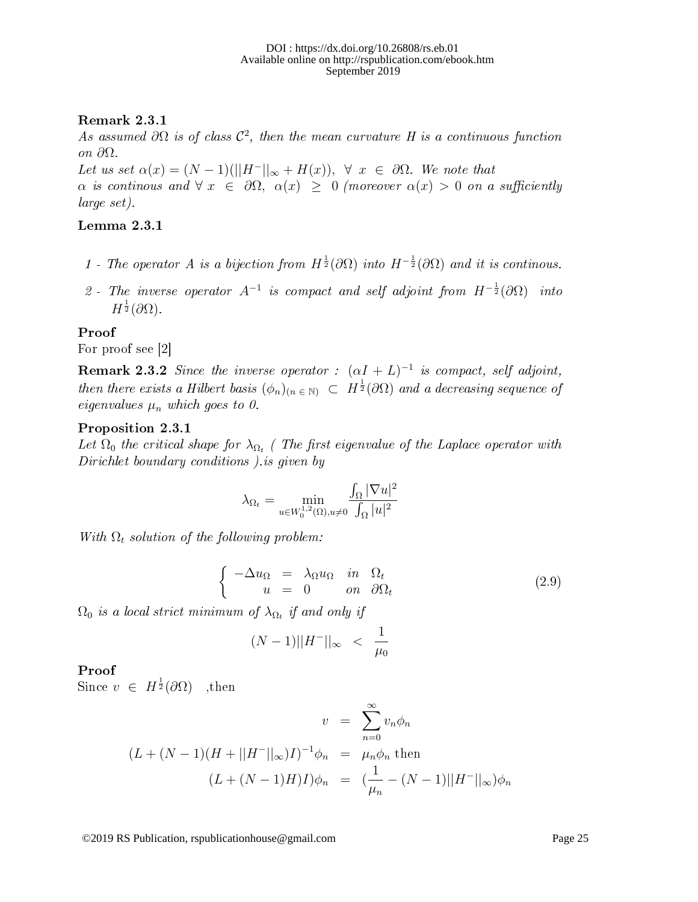**Remark 2.3.1**
*As assumed $\partial\Omega$ is of class $\mathcal{C}^2$, then the mean curvature $H$ is a continuous function on $\partial\Omega$.*
*Let us set $\alpha(x) = (N-1)(||H^-||_\infty + H(x)),\ \forall\ x\ \in\ \partial\Omega$. We note that $\alpha$ is continous and $\forall\ x\ \in\ \partial\Omega,\ \alpha(x)\ \geq\ 0$ (moreover $\alpha(x) > 0$ on a sufficiently large set).*

**Lemma 2.3.1**

1 - *The operator $A$ is a bijection from $H^{\frac{1}{2}}(\partial\Omega)$ into $H^{-\frac{1}{2}}(\partial\Omega)$ and it is continous.*

2 - *The inverse operator $A^{-1}$ is compact and self adjoint from $H^{-\frac{1}{2}}(\partial\Omega)$ into $H^{\frac{1}{2}}(\partial\Omega)$.*

**Proof**
For proof see [2]

**Remark 2.3.2** *Since the inverse operator : $(\alpha I + L)^{-1}$ is compact, self adjoint, then there exists a Hilbert basis $(\phi_n)_{(n\ \in\ \mathbb{N})}\ \subset\ H^{\frac{1}{2}}(\partial\Omega)$ and a decreasing sequence of eigenvalues $\mu_n$ which goes to 0.*

**Proposition 2.3.1**
*Let $\Omega_0$ the critical shape for $\lambda_{\Omega_t}$ ( The first eigenvalue of the Laplace operator with Dirichlet boundary conditions ).is given by*

$$\lambda_{\Omega_t} = \min_{u \in W_0^{1,2}(\Omega), u \neq 0} \frac{\int_\Omega |\nabla u|^2}{\int_\Omega |u|^2}$$

*With $\Omega_t$ solution of the following problem:*

$$\left\{ \begin{array}{rcll} -\Delta u_\Omega & = & \lambda_\Omega u_\Omega & in \quad \Omega_t \\ u & = & 0 & on \quad \partial\Omega_t \end{array} \right. \tag{2.9}$$

*$\Omega_0$ is a local strict minimum of $\lambda_{\Omega_t}$ if and only if*

$$(N-1)||H^-||_\infty \;<\; \frac{1}{\mu_0}$$

**Proof**
Since $v\ \in\ H^{\frac{1}{2}}(\partial\Omega)$ ,then

$$\begin{aligned} v &= \sum_{n=0}^{\infty} v_n \phi_n \\ (L + (N-1)(H + ||H^-||_\infty)I)^{-1}\phi_n &= \mu_n \phi_n \text{ then} \\ (L + (N-1)H)I)\phi_n &= (\frac{1}{\mu_n} - (N-1)||H^-||_\infty)\phi_n \end{aligned}$$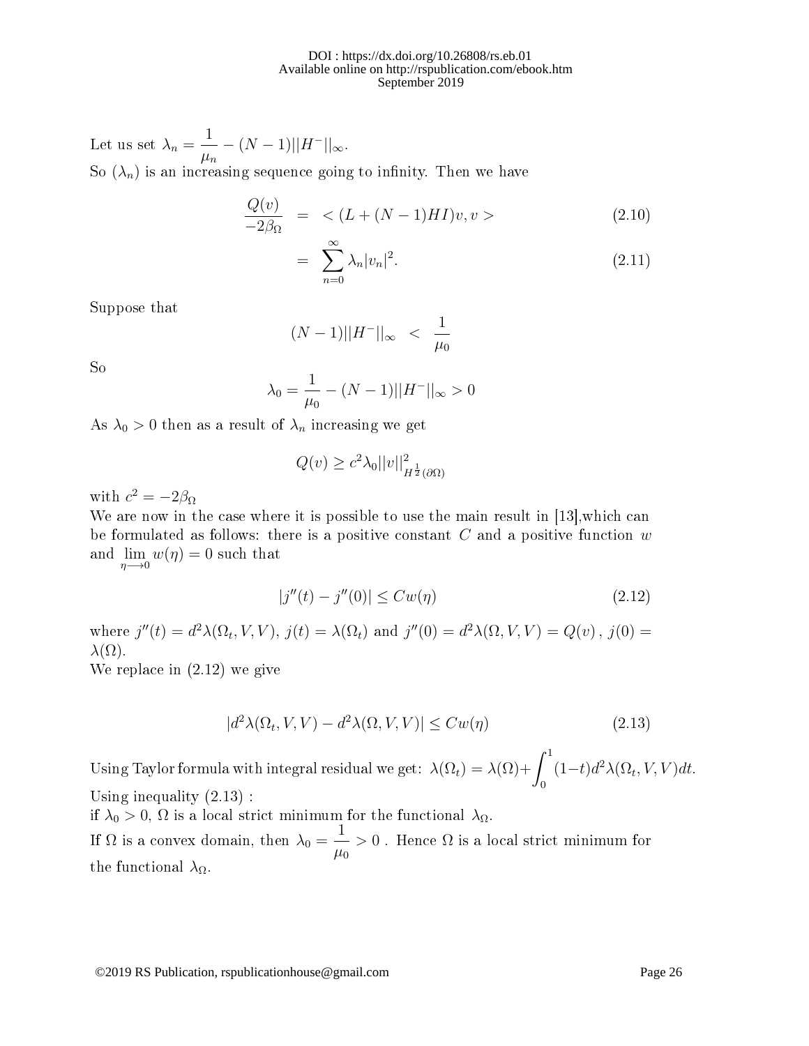Let us set $\lambda_n = \dfrac{1}{\mu_n} - (N-1)||H^-||_\infty$.

So $(\lambda_n)$ is an increasing sequence going to infinity. Then we have

$$\frac{Q(v)}{-2\beta_\Omega} = <(L + (N-1)HI)v, v> \tag{2.10}$$

$$= \sum_{n=0}^{\infty} \lambda_n |v_n|^2. \tag{2.11}$$

Suppose that

$$(N-1)||H^-||_\infty < \frac{1}{\mu_0}$$

So

$$\lambda_0 = \frac{1}{\mu_0} - (N-1)||H^-||_\infty > 0$$

As $\lambda_0 > 0$ then as a result of $\lambda_n$ increasing we get

$$Q(v) \geq c^2 \lambda_0 ||v||^2_{H^{\frac{1}{2}}(\partial\Omega)}$$

with $c^2 = -2\beta_\Omega$

We are now in the case where it is possible to use the main result in [13],which can be formulated as follows: there is a positive constant $C$ and a positive function $w$ and $\lim\limits_{\eta \longrightarrow 0} w(\eta) = 0$ such that

$$|j''(t) - j''(0)| \leq Cw(\eta) \tag{2.12}$$

where $j''(t) = d^2\lambda(\Omega_t, V, V)$, $j(t) = \lambda(\Omega_t)$ and $j''(0) = d^2\lambda(\Omega, V, V) = Q(v)$ , $j(0) = \lambda(\Omega)$.

We replace in (2.12) we give

$$|d^2\lambda(\Omega_t, V, V) - d^2\lambda(\Omega, V, V)| \leq Cw(\eta) \tag{2.13}$$

Using Taylor formula with integral residual we get: $\lambda(\Omega_t) = \lambda(\Omega) + \displaystyle\int_0^1 (1-t) d^2\lambda(\Omega_t, V, V)dt$.

Using inequality (2.13) :

if $\lambda_0 > 0$, $\Omega$ is a local strict minimum for the functional $\lambda_\Omega$.

If $\Omega$ is a convex domain, then $\lambda_0 = \dfrac{1}{\mu_0} > 0$ . Hence $\Omega$ is a local strict minimum for the functional $\lambda_\Omega$.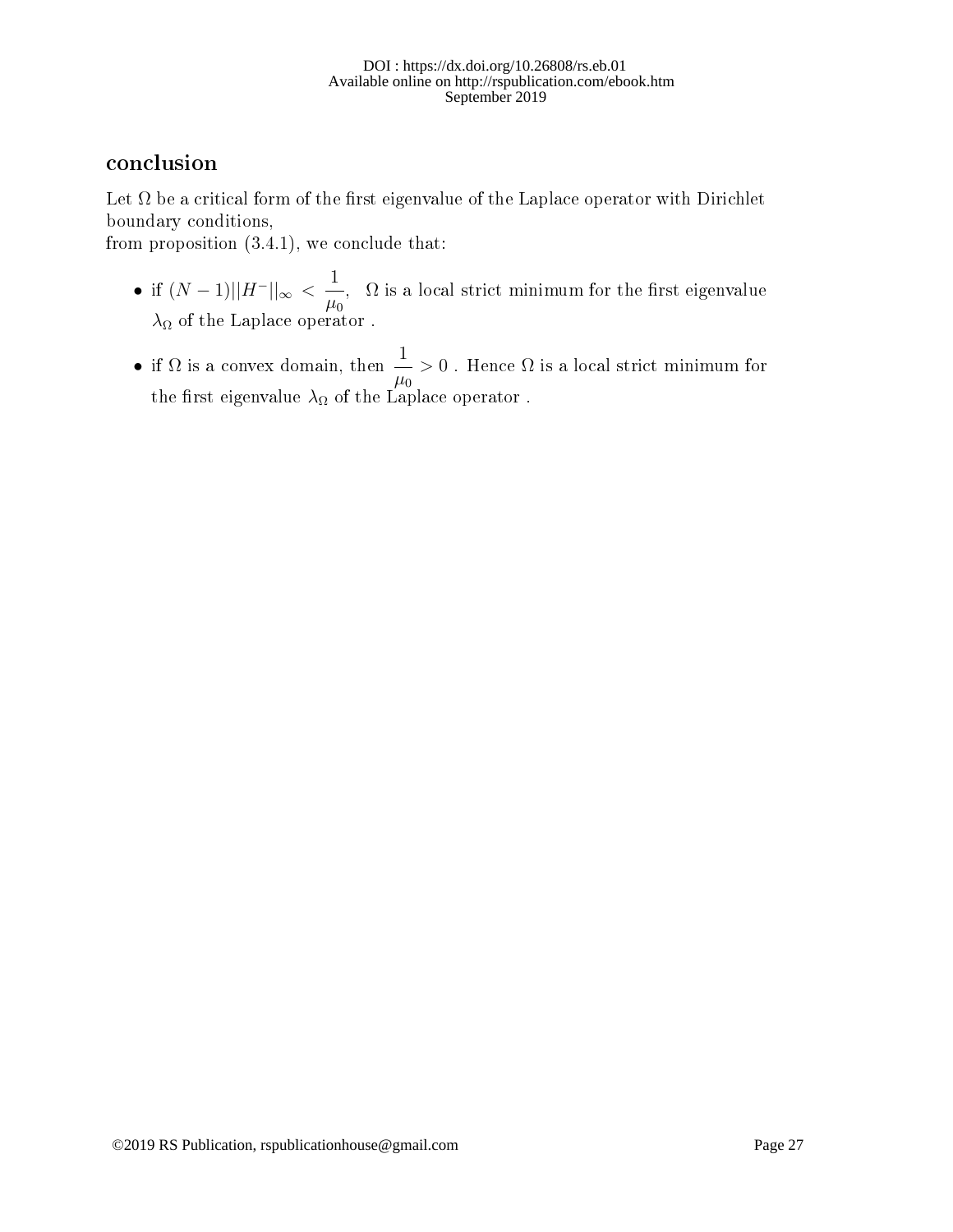## conclusion

Let $\Omega$ be a critical form of the first eigenvalue of the Laplace operator with Dirichlet boundary conditions,
from proposition (3.4.1), we conclude that:

- if $(N-1)||H^{-}||_{\infty} < \dfrac{1}{\mu_0}$, $\Omega$ is a local strict minimum for the first eigenvalue $\lambda_{\Omega}$ of the Laplace operator .
- if $\Omega$ is a convex domain, then $\dfrac{1}{\mu_0} > 0$ . Hence $\Omega$ is a local strict minimum for the first eigenvalue $\lambda_{\Omega}$ of the Laplace operator .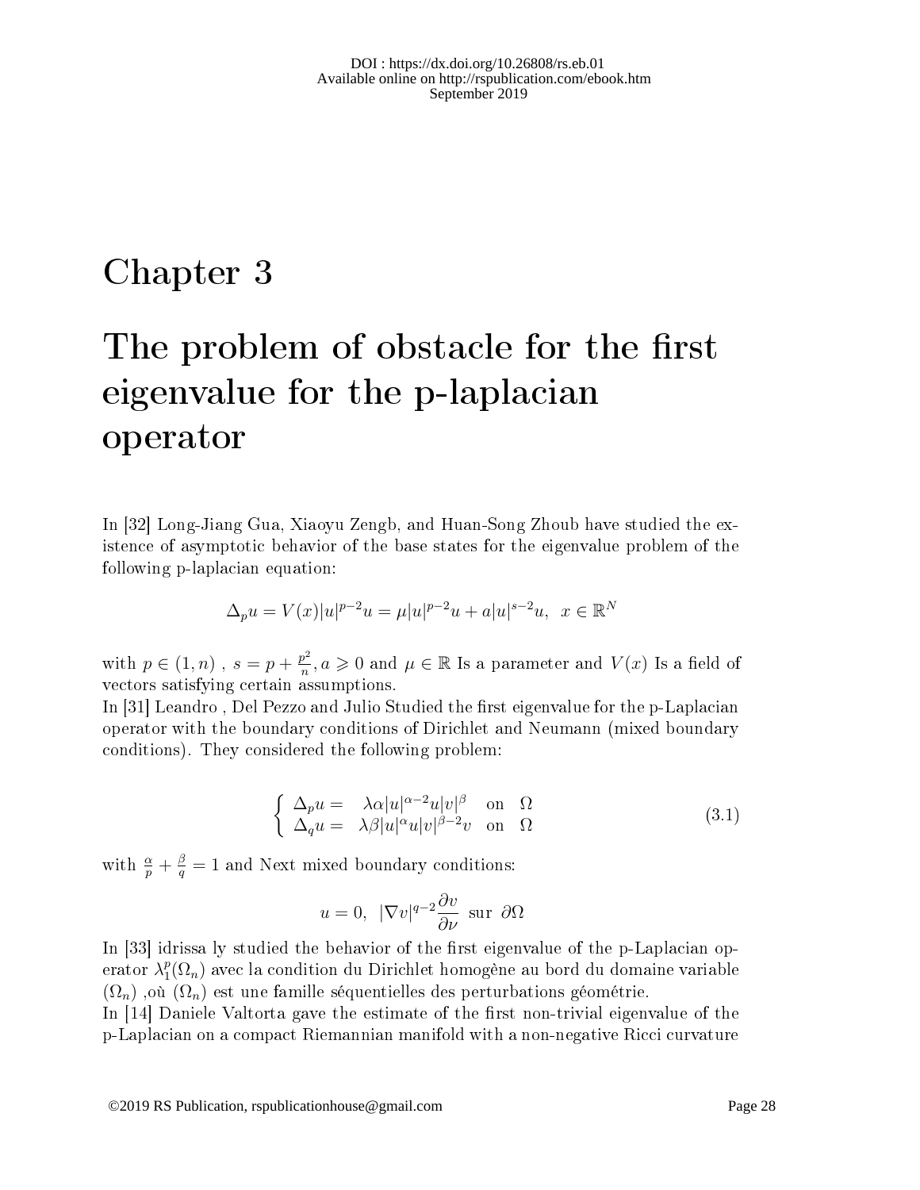# Chapter 3

# The problem of obstacle for the first eigenvalue for the p-laplacian operator

In [32] Long-Jiang Gua, Xiaoyu Zengb, and Huan-Song Zhoub have studied the existence of asymptotic behavior of the base states for the eigenvalue problem of the following p-laplacian equation:

$$\Delta_p u = V(x)|u|^{p-2}u = \mu|u|^{p-2}u + a|u|^{s-2}u, \;\; x \in \mathbb{R}^N$$

with $p \in (1, n)$ , $s = p + \frac{p^2}{n}, a \geqslant 0$ and $\mu \in \mathbb{R}$ Is a parameter and $V(x)$ Is a field of vectors satisfying certain assumptions.

In [31] Leandro , Del Pezzo and Julio Studied the first eigenvalue for the p-Laplacian operator with the boundary conditions of Dirichlet and Neumann (mixed boundary conditions). They considered the following problem:

$$\begin{cases} \Delta_p u = & \lambda\alpha|u|^{\alpha-2}u|v|^{\beta} \quad \text{on} \quad \Omega \\ \Delta_q u = & \lambda\beta|u|^{\alpha}u|v|^{\beta-2}v \quad \text{on} \quad \Omega \end{cases} \tag{3.1}$$

with $\frac{\alpha}{p} + \frac{\beta}{q} = 1$ and Next mixed boundary conditions:

$$u = 0, \;\; |\nabla v|^{q-2}\frac{\partial v}{\partial \nu} \;\text{ sur }\; \partial\Omega$$

In [33] idrissa ly studied the behavior of the first eigenvalue of the p-Laplacian operator $\lambda_1^p(\Omega_n)$ avec la condition du Dirichlet homogène au bord du domaine variable $(\Omega_n)$ ,où $(\Omega_n)$ est une famille séquentielles des perturbations géométrie.

In [14] Daniele Valtorta gave the estimate of the first non-trivial eigenvalue of the p-Laplacian on a compact Riemannian manifold with a non-negative Ricci curvature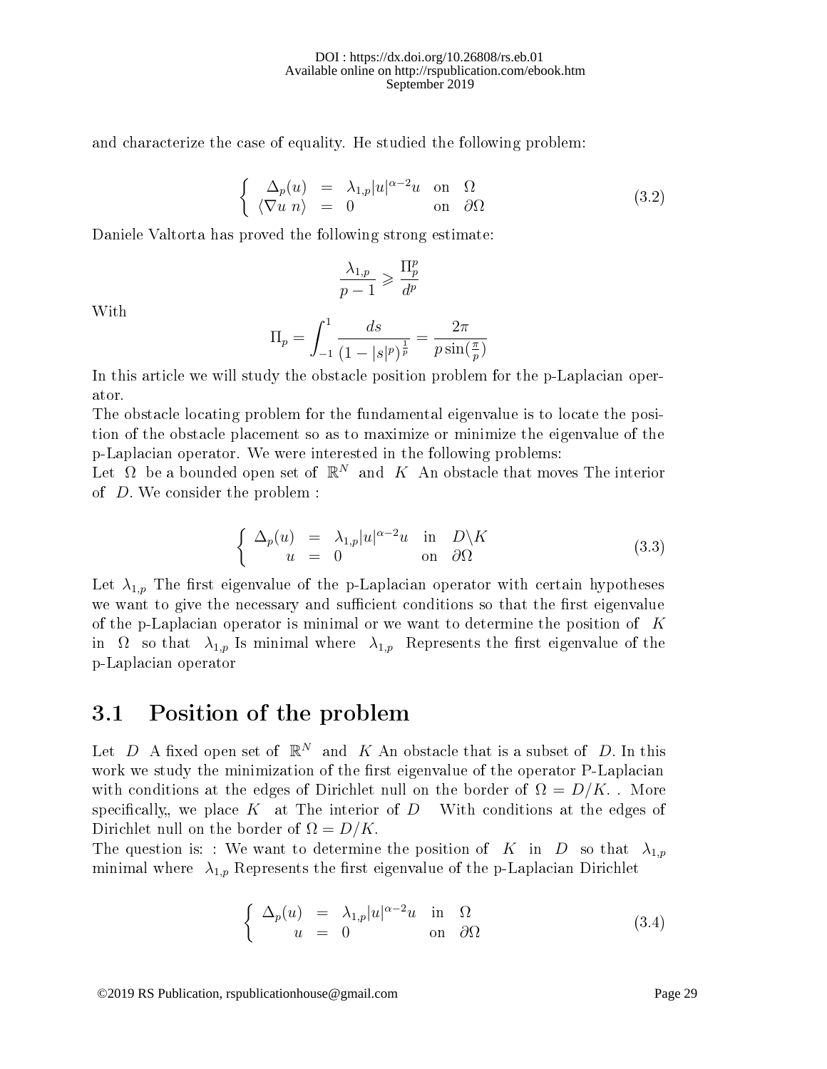and characterize the case of equality. He studied the following problem:

$$\left\{ \begin{array}{rcll} \Delta_p(u) & = & \lambda_{1,p}|u|^{\alpha-2}u & \text{on} \quad \Omega \\ \langle \nabla u \; n \rangle & = & 0 & \text{on} \quad \partial\Omega \end{array} \right. \tag{3.2}$$

Daniele Valtorta has proved the following strong estimate:

$$\frac{\lambda_{1,p}}{p-1} \geqslant \frac{\Pi_p^p}{d^p}$$

With

$$\Pi_p = \int_{-1}^{1} \frac{ds}{(1-|s|^p)^{\frac{1}{p}}} = \frac{2\pi}{p\sin(\frac{\pi}{p})}$$

In this article we will study the obstacle position problem for the p-Laplacian operator.
The obstacle locating problem for the fundamental eigenvalue is to locate the position of the obstacle placement so as to maximize or minimize the eigenvalue of the p-Laplacian operator. We were interested in the following problems:
Let $\Omega$ be a bounded open set of $\mathbb{R}^N$ and $K$ An obstacle that moves The interior of $D$. We consider the problem :

$$\left\{ \begin{array}{rcll} \Delta_p(u) & = & \lambda_{1,p}|u|^{\alpha-2}u & \text{in} \quad D\backslash K \\ u & = & 0 & \text{on} \quad \partial\Omega \end{array} \right. \tag{3.3}$$

Let $\lambda_{1,p}$ The first eigenvalue of the p-Laplacian operator with certain hypotheses we want to give the necessary and sufficient conditions so that the first eigenvalue of the p-Laplacian operator is minimal or we want to determine the position of $K$ in $\Omega$ so that $\lambda_{1,p}$ Is minimal where $\lambda_{1,p}$ Represents the first eigenvalue of the p-Laplacian operator

## 3.1 Position of the problem

Let $D$ A fixed open set of $\mathbb{R}^N$ and $K$ An obstacle that is a subset of $D$. In this work we study the minimization of the first eigenvalue of the operator P-Laplacian with conditions at the edges of Dirichlet null on the border of $\Omega = D/K$. . More specifically,, we place $K$ at The interior of $D$ With conditions at the edges of Dirichlet null on the border of $\Omega = D/K$.
The question is: : We want to determine the position of $K$ in $D$ so that $\lambda_{1,p}$ minimal where $\lambda_{1,p}$ Represents the first eigenvalue of the p-Laplacian Dirichlet

$$\left\{ \begin{array}{rcll} \Delta_p(u) & = & \lambda_{1,p}|u|^{\alpha-2}u & \text{in} \quad \Omega \\ u & = & 0 & \text{on} \quad \partial\Omega \end{array} \right. \tag{3.4}$$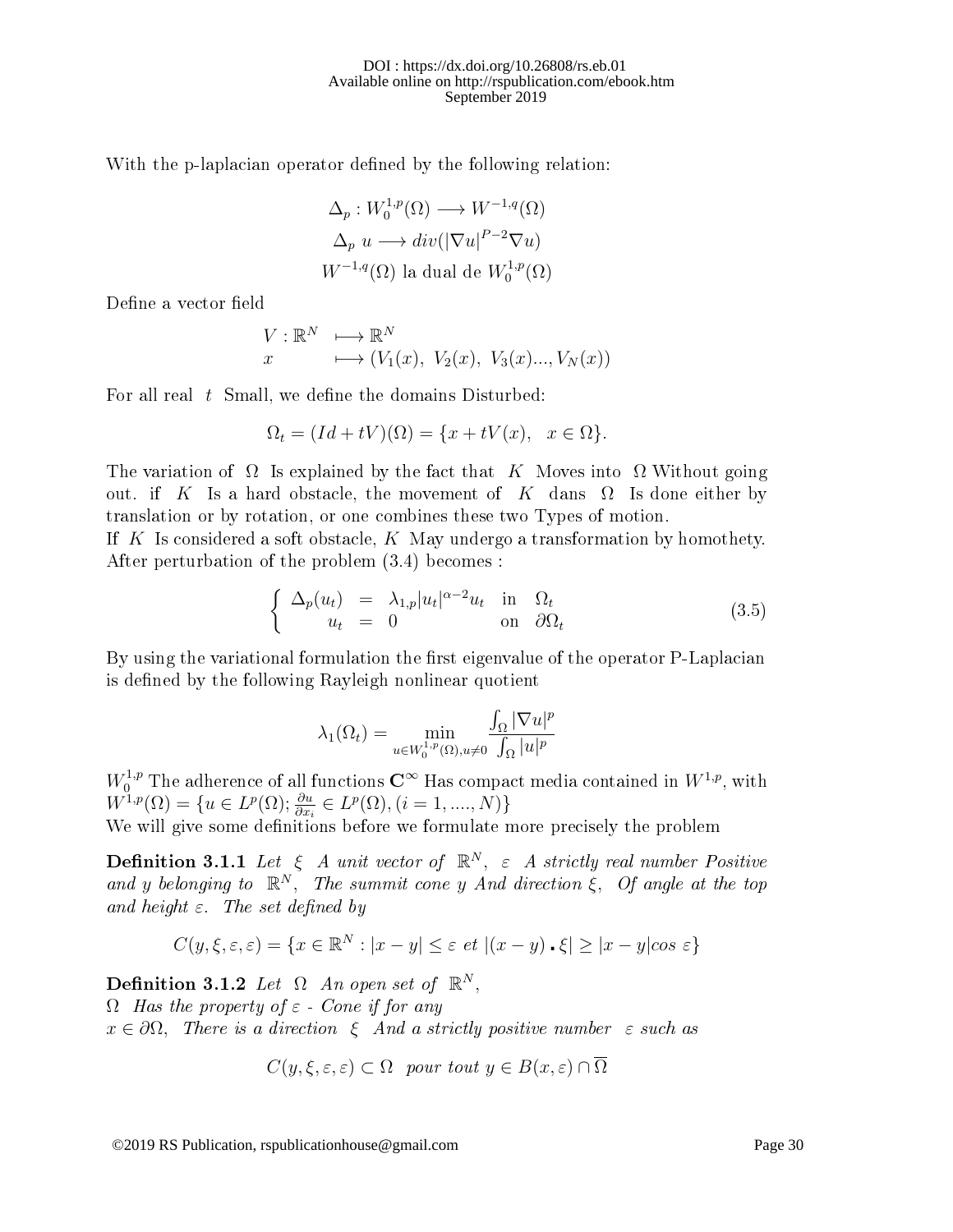With the p-laplacian operator defined by the following relation:

$$\Delta_p : W_0^{1,p}(\Omega) \longrightarrow W^{-1,q}(\Omega)$$
$$\Delta_p \ u \longrightarrow div(|\nabla u|^{P-2}\nabla u)$$
$$W^{-1,q}(\Omega) \text{ la dual de } W_0^{1,p}(\Omega)$$

Define a vector field

$$\begin{array}{ll} V : \mathbb{R}^N & \longmapsto \mathbb{R}^N \\ x & \longmapsto (V_1(x),\ V_2(x),\ V_3(x)..., V_N(x)) \end{array}$$

For all real $t$ Small, we define the domains Disturbed:

$$\Omega_t = (Id + tV)(\Omega) = \{x + tV(x), \quad x \in \Omega\}.$$

The variation of $\Omega$ Is explained by the fact that $K$ Moves into $\Omega$ Without going out. if $K$ Is a hard obstacle, the movement of $K$ dans $\Omega$ Is done either by translation or by rotation, or one combines these two Types of motion.
If $K$ Is considered a soft obstacle, $K$ May undergo a transformation by homothety. After perturbation of the problem (3.4) becomes :

$$\left\{ \begin{array}{rcll} \Delta_p(u_t) & = & \lambda_{1,p}|u_t|^{\alpha-2}u_t & \text{in} \quad \Omega_t \\ u_t & = & 0 & \text{on} \quad \partial\Omega_t \end{array} \right. \tag{3.5}$$

By using the variational formulation the first eigenvalue of the operator P-Laplacian is defined by the following Rayleigh nonlinear quotient

$$\lambda_1(\Omega_t) = \min_{u \in W_0^{1,p}(\Omega), u \neq 0} \frac{\int_\Omega |\nabla u|^p}{\int_\Omega |u|^p}$$

$W_0^{1,p}$ The adherence of all functions $\mathbf{C}^\infty$ Has compact media contained in $W^{1,p}$, with $W^{1,p}(\Omega) = \{u \in L^p(\Omega); \frac{\partial u}{\partial x_i} \in L^p(\Omega), (i = 1, ...., N)\}$
We will give some definitions before we formulate more precisely the problem

**Definition 3.1.1** *Let $\xi$ A unit vector of $\mathbb{R}^N$, $\varepsilon$ A strictly real number Positive and y belonging to $\mathbb{R}^N$, The summit cone y And direction $\xi$, Of angle at the top and height $\varepsilon$. The set defined by*

$$C(y, \xi, \varepsilon, \varepsilon) = \{x \in \mathbb{R}^N : |x - y| \leq \varepsilon \ et \ |(x - y) \cdot \xi| \geq |x - y| cos \ \varepsilon\}$$

**Definition 3.1.2** *Let $\Omega$ An open set of $\mathbb{R}^N$,*
*$\Omega$ Has the property of $\varepsilon$ - Cone if for any*
*$x \in \partial\Omega$, There is a direction $\xi$ And a strictly positive number $\varepsilon$ such as*

$$C(y, \xi, \varepsilon, \varepsilon) \subset \Omega \quad pour \ tout \ y \in B(x, \varepsilon) \cap \overline{\Omega}$$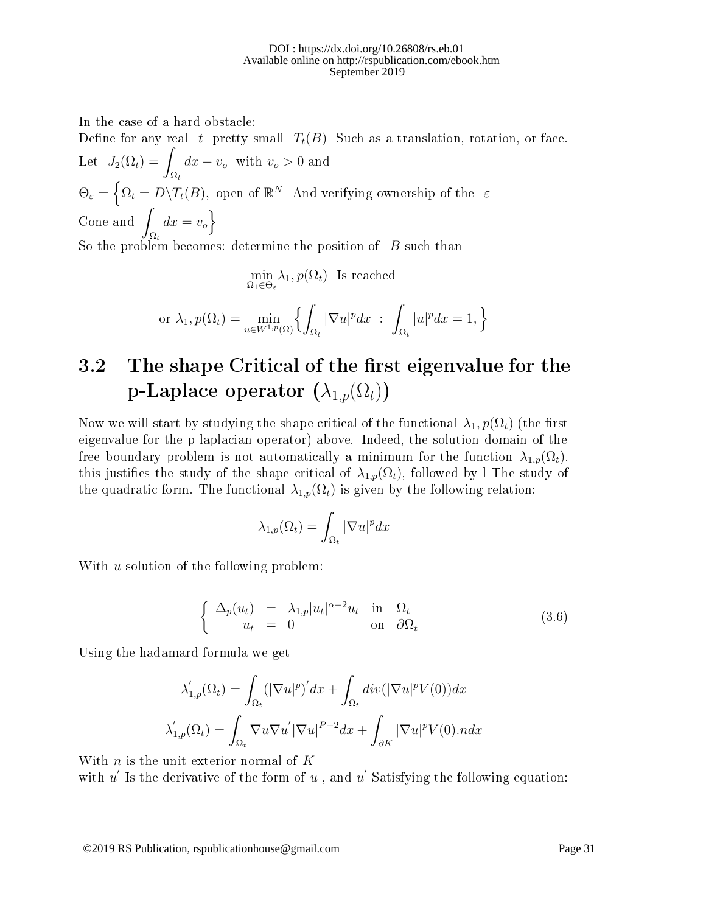In the case of a hard obstacle:
Define for any real $t$ pretty small $T_t(B)$ Such as a translation, rotation, or face.
Let $J_2(\Omega_t) = \int_{\Omega_t} dx - v_o$ with $v_o > 0$ and
$\Theta_\varepsilon = \Big\{ \Omega_t = D \backslash T_t(B)$, open of $\mathbb{R}^N$ And verifying ownership of the $\varepsilon$
Cone and $\int_{\Omega_t} dx = v_o \Big\}$
So the problem becomes: determine the position of $B$ such than

$$\min_{\Omega_1 \in \Theta_\varepsilon} \lambda_1, p(\Omega_t) \text{ Is reached}$$

$$\text{or } \lambda_1, p(\Omega_t) = \min_{u \in W^{1,p}(\Omega)} \Big\{ \int_{\Omega_t} |\nabla u|^p dx \ : \ \int_{\Omega_t} |u|^p dx = 1, \Big\}$$

## 3.2 The shape Critical of the first eigenvalue for the p-Laplace operator ($\lambda_{1,p}(\Omega_t)$)

Now we will start by studying the shape critical of the functional $\lambda_1, p(\Omega_t)$ (the first eigenvalue for the p-laplacian operator) above. Indeed, the solution domain of the free boundary problem is not automatically a minimum for the function $\lambda_{1,p}(\Omega_t)$. this justifies the study of the shape critical of $\lambda_{1,p}(\Omega_t)$, followed by l The study of the quadratic form. The functional $\lambda_{1,p}(\Omega_t)$ is given by the following relation:

$$\lambda_{1,p}(\Omega_t) = \int_{\Omega_t} |\nabla u|^p dx$$

With $u$ solution of the following problem:

$$\left\{ \begin{array}{rcll} \Delta_p(u_t) & = & \lambda_{1,p} |u_t|^{\alpha-2} u_t & \text{in} \quad \Omega_t \\ u_t & = & 0 & \text{on} \quad \partial\Omega_t \end{array} \right. \tag{3.6}$$

Using the hadamard formula we get

$$\lambda'_{1,p}(\Omega_t) = \int_{\Omega_t} (|\nabla u|^p)' dx + \int_{\Omega_t} div(|\nabla u|^p V(0)) dx$$

$$\lambda'_{1,p}(\Omega_t) = \int_{\Omega_t} \nabla u \nabla u' |\nabla u|^{P-2} dx + \int_{\partial K} |\nabla u|^p V(0).n dx$$

With $n$ is the unit exterior normal of $K$
with $u'$ Is the derivative of the form of $u$ , and $u'$ Satisfying the following equation: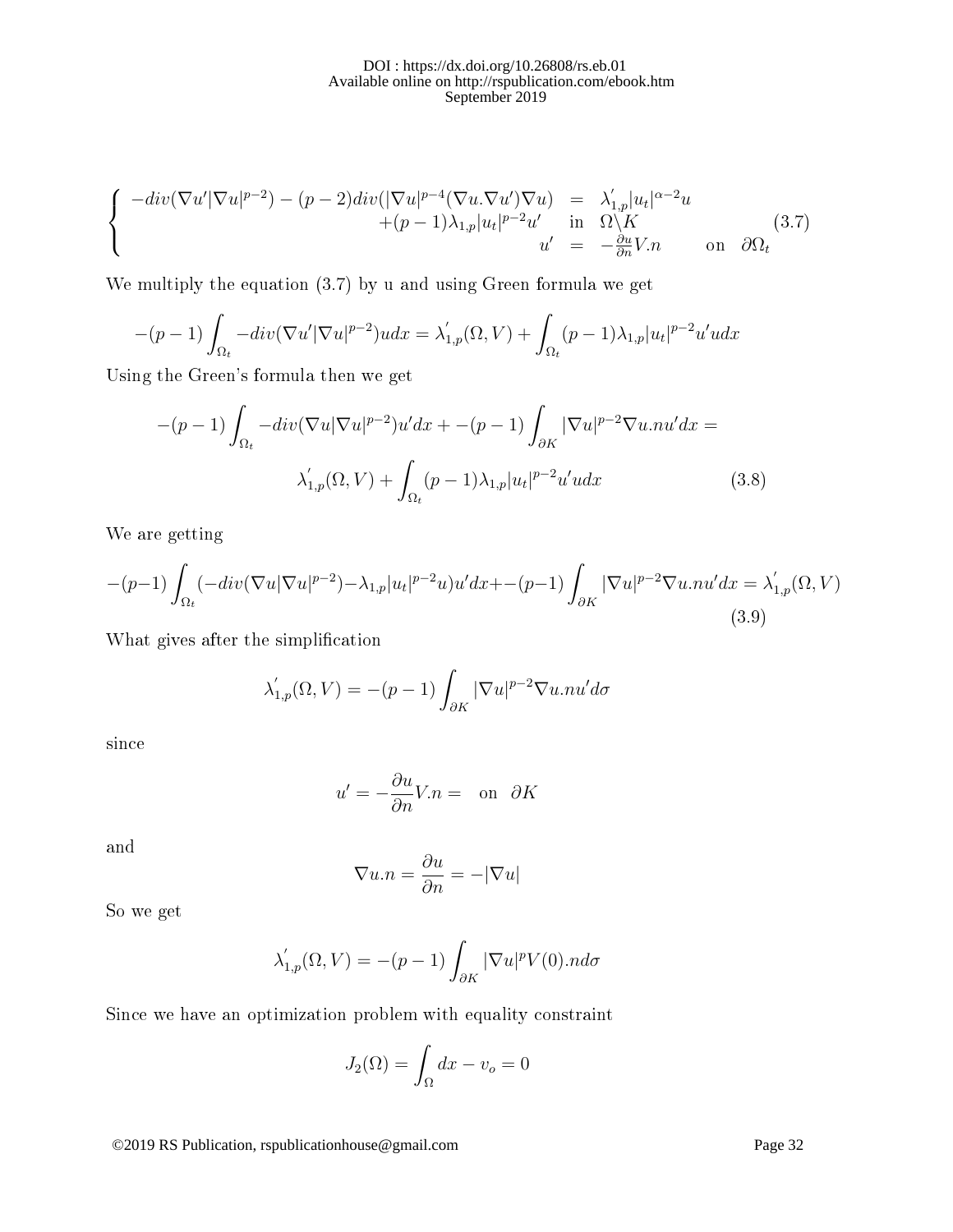$$
\left\{
\begin{array}{rcl}
-div(\nabla u'|\nabla u|^{p-2}) - (p-2)div(|\nabla u|^{p-4}(\nabla u.\nabla u')\nabla u) & = & \lambda_{1,p}^{'}|u_t|^{\alpha-2}u \\
+(p-1)\lambda_{1,p}|u_t|^{p-2}u' & \text{in} & \Omega\backslash K \\
u' & = & -\frac{\partial u}{\partial n}V.n \qquad \text{on} \quad \partial\Omega_t
\end{array}
\right. \tag{3.7}
$$

We multiply the equation (3.7) by u and using Green formula we get

$$
-(p-1)\int_{\Omega_t} -div(\nabla u'|\nabla u|^{p-2})udx = \lambda_{1,p}^{'}(\Omega, V) + \int_{\Omega_t}(p-1)\lambda_{1,p}|u_t|^{p-2}u'udx
$$

Using the Green's formula then we get

$$
-(p-1)\int_{\Omega_t} -div(\nabla u|\nabla u|^{p-2})u'dx + -(p-1)\int_{\partial K}|\nabla u|^{p-2}\nabla u.nu'dx =
$$

$$
\lambda_{1,p}^{'}(\Omega, V) + \int_{\Omega_t}(p-1)\lambda_{1,p}|u_t|^{p-2}u'udx \tag{3.8}
$$

We are getting

$$
-(p-1)\int_{\Omega_t}(-div(\nabla u|\nabla u|^{p-2}) - \lambda_{1,p}|u_t|^{p-2}u)u'dx + -(p-1)\int_{\partial K}|\nabla u|^{p-2}\nabla u.nu'dx = \lambda_{1,p}^{'}(\Omega, V) \tag{3.9}
$$

What gives after the simplification

$$
\lambda_{1,p}^{'}(\Omega, V) = -(p-1)\int_{\partial K}|\nabla u|^{p-2}\nabla u.nu'd\sigma
$$

since

$$
u' = -\frac{\partial u}{\partial n}V.n = \quad \text{on} \quad \partial K
$$

and

$$
\nabla u.n = \frac{\partial u}{\partial n} = -|\nabla u|
$$

So we get

$$
\lambda_{1,p}^{'}(\Omega, V) = -(p-1)\int_{\partial K}|\nabla u|^{p}V(0).nd\sigma
$$

Since we have an optimization problem with equality constraint

$$
J_2(\Omega) = \int_{\Omega} dx - v_o = 0
$$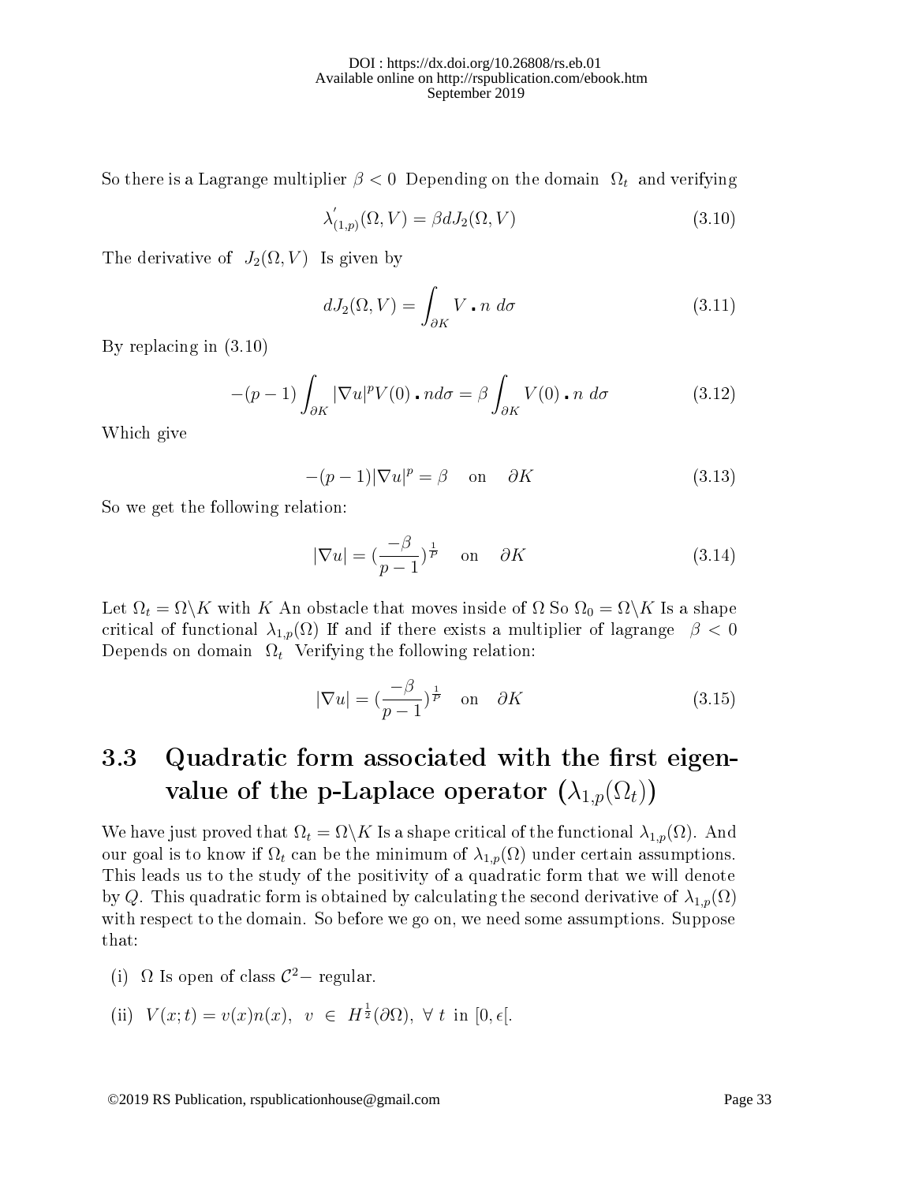So there is a Lagrange multiplier $\beta < 0$ Depending on the domain $\Omega_t$ and verifying

$$\lambda'_{(1,p)}(\Omega, V) = \beta dJ_2(\Omega, V) \tag{3.10}$$

The derivative of $J_2(\Omega, V)$ Is given by

$$dJ_2(\Omega, V) = \int_{\partial K} V \centerdot n \; d\sigma \tag{3.11}$$

By replacing in (3.10)

$$-(p-1)\int_{\partial K} |\nabla u|^p V(0) \centerdot n d\sigma = \beta \int_{\partial K} V(0) \centerdot n \; d\sigma \tag{3.12}$$

Which give

$$-(p-1)|\nabla u|^p = \beta \quad \text{on} \quad \partial K \tag{3.13}$$

So we get the following relation:

$$|\nabla u| = (\frac{-\beta}{p-1})^{\frac{1}{p}} \quad \text{on} \quad \partial K \tag{3.14}$$

Let $\Omega_t = \Omega \backslash K$ with $K$ An obstacle that moves inside of $\Omega$ So $\Omega_0 = \Omega \backslash K$ Is a shape critical of functional $\lambda_{1,p}(\Omega)$ If and if there exists a multiplier of lagrange $\beta < 0$ Depends on domain $\Omega_t$ Verifying the following relation:

$$|\nabla u| = (\frac{-\beta}{p-1})^{\frac{1}{p}} \quad \text{on} \quad \partial K \tag{3.15}$$

## 3.3 Quadratic form associated with the first eigenvalue of the p-Laplace operator $(\lambda_{1,p}(\Omega_t))$

We have just proved that $\Omega_t = \Omega \backslash K$ Is a shape critical of the functional $\lambda_{1,p}(\Omega)$. And our goal is to know if $\Omega_t$ can be the minimum of $\lambda_{1,p}(\Omega)$ under certain assumptions. This leads us to the study of the positivity of a quadratic form that we will denote by $Q$. This quadratic form is obtained by calculating the second derivative of $\lambda_{1,p}(\Omega)$ with respect to the domain. So before we go on, we need some assumptions. Suppose that:

(i) $\Omega$ Is open of class $\mathcal{C}^2-$ regular.

(ii) $V(x;t) = v(x)n(x), \;\; v \in H^{\frac{1}{2}}(\partial\Omega), \;\; \forall \; t \;$ in $[0, \epsilon[$.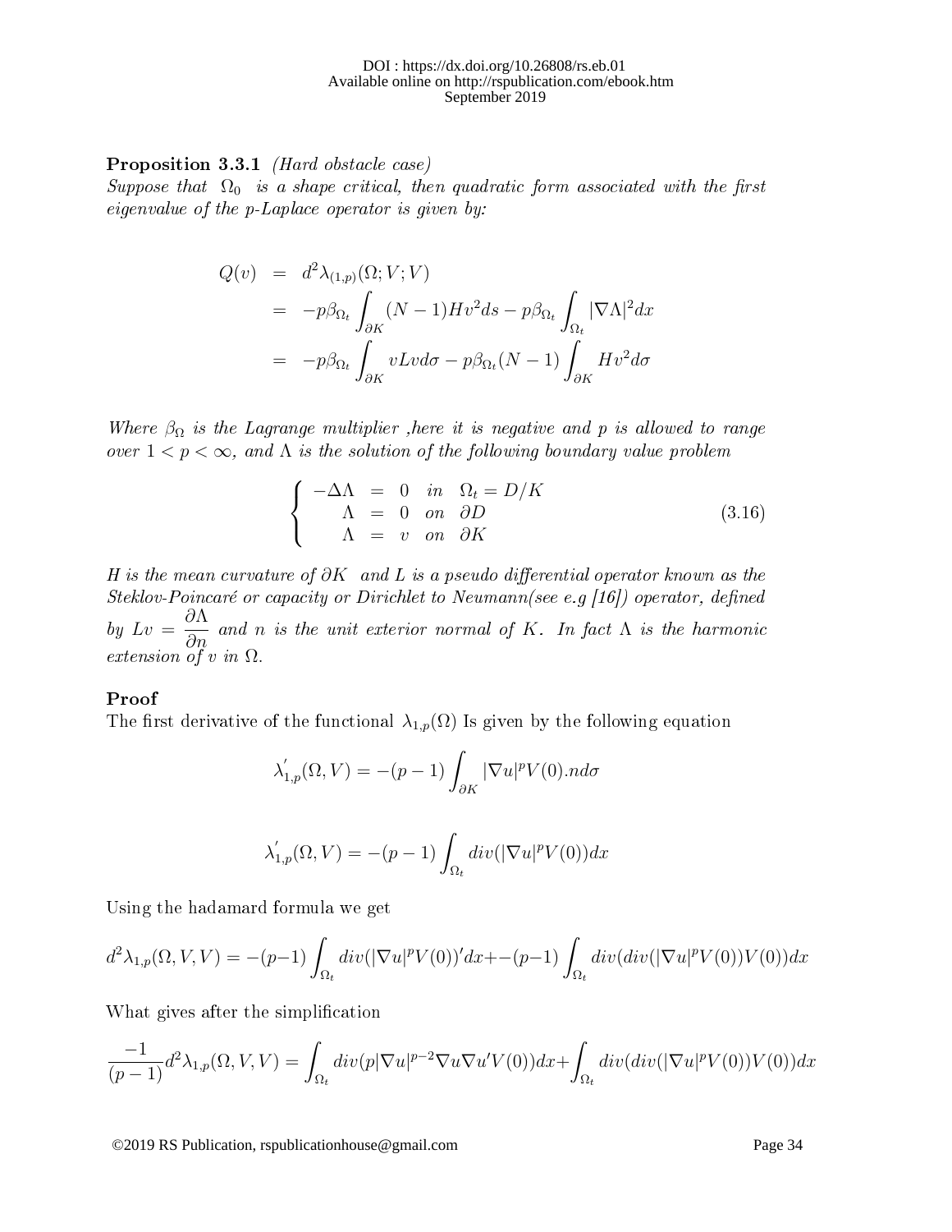**Proposition 3.3.1** *(Hard obstacle case)*
*Suppose that $\Omega_0$ is a shape critical, then quadratic form associated with the first eigenvalue of the p-Laplace operator is given by:*

$$
\begin{aligned}
Q(v) &= d^2\lambda_{(1,p)}(\Omega; V; V) \\
&= -p\beta_{\Omega_t}\int_{\partial K}(N-1)Hv^2 ds - p\beta_{\Omega_t}\int_{\Omega_t}|\nabla\Lambda|^2 dx \\
&= -p\beta_{\Omega_t}\int_{\partial K} vLv d\sigma - p\beta_{\Omega_t}(N-1)\int_{\partial K} Hv^2 d\sigma
\end{aligned}
$$

*Where $\beta_\Omega$ is the Lagrange multiplier ,here it is negative and p is allowed to range over $1 < p < \infty$, and $\Lambda$ is the solution of the following boundary value problem*

$$
\left\{
\begin{array}{rcll}
-\Delta\Lambda &=& 0 & in \quad \Omega_t = D/K \\
\Lambda &=& 0 & on \quad \partial D \\
\Lambda &=& v & on \quad \partial K
\end{array}
\right. \tag{3.16}
$$

*H is the mean curvature of $\partial K$ and L is a pseudo differential operator known as the Steklov-Poincaré or capacity or Dirichlet to Neumann(see e.g [16]) operator, defined by $Lv = \dfrac{\partial\Lambda}{\partial n}$ and n is the unit exterior normal of K. In fact $\Lambda$ is the harmonic extension of v in $\Omega$.*

**Proof**
The first derivative of the functional $\lambda_{1,p}(\Omega)$ Is given by the following equation

$$
\lambda'_{1,p}(\Omega, V) = -(p-1)\int_{\partial K}|\nabla u|^p V(0).n d\sigma
$$

$$
\lambda'_{1,p}(\Omega, V) = -(p-1)\int_{\Omega_t} div(|\nabla u|^p V(0))dx
$$

Using the hadamard formula we get

$$
d^2\lambda_{1,p}(\Omega, V, V) = -(p-1)\int_{\Omega_t} div(|\nabla u|^p V(0))' dx + -(p-1)\int_{\Omega_t} div(div(|\nabla u|^p V(0))V(0))dx
$$

What gives after the simplification

$$
\frac{-1}{(p-1)}d^2\lambda_{1,p}(\Omega, V, V) = \int_{\Omega_t} div(p|\nabla u|^{p-2}\nabla u\nabla u' V(0))dx + \int_{\Omega_t} div(div(|\nabla u|^p V(0))V(0))dx
$$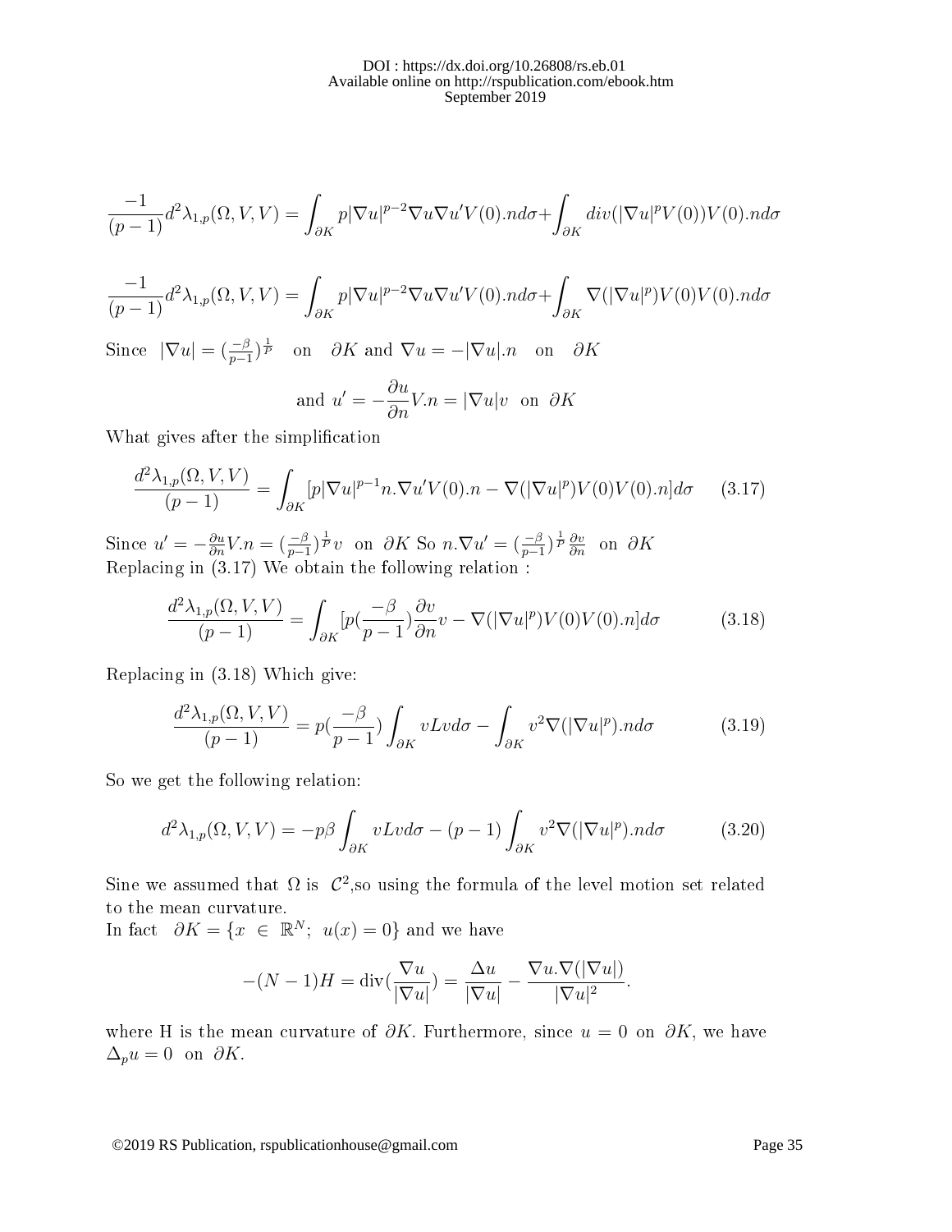$$\frac{-1}{(p-1)}d^2\lambda_{1,p}(\Omega, V, V) = \int_{\partial K} p|\nabla u|^{p-2}\nabla u \nabla u' V(0).n d\sigma + \int_{\partial K} div(|\nabla u|^p V(0))V(0).n d\sigma$$

$$\frac{-1}{(p-1)}d^2\lambda_{1,p}(\Omega, V, V) = \int_{\partial K} p|\nabla u|^{p-2}\nabla u \nabla u' V(0).n d\sigma + \int_{\partial K} \nabla(|\nabla u|^p)V(0)V(0).n d\sigma$$

Since $|\nabla u| = (\frac{-\beta}{p-1})^{\frac{1}{P}}$ on $\partial K$ and $\nabla u = -|\nabla u|.n$ on $\partial K$

$$\text{and } u' = -\frac{\partial u}{\partial n}V.n = |\nabla u|v \text{ on } \partial K$$

What gives after the simplification

$$\frac{d^2\lambda_{1,p}(\Omega, V, V)}{(p-1)} = \int_{\partial K} [p|\nabla u|^{p-1}n.\nabla u' V(0).n - \nabla(|\nabla u|^p)V(0)V(0).n]d\sigma \quad (3.17)$$

Since $u' = -\frac{\partial u}{\partial n}V.n = (\frac{-\beta}{p-1})^{\frac{1}{P}}v$ on $\partial K$ So $n.\nabla u' = (\frac{-\beta}{p-1})^{\frac{1}{P}}\frac{\partial v}{\partial n}$ on $\partial K$
Replacing in (3.17) We obtain the following relation :

$$\frac{d^2\lambda_{1,p}(\Omega, V, V)}{(p-1)} = \int_{\partial K} [p(\frac{-\beta}{p-1})\frac{\partial v}{\partial n}v - \nabla(|\nabla u|^p)V(0)V(0).n]d\sigma \quad (3.18)$$

Replacing in (3.18) Which give:

$$\frac{d^2\lambda_{1,p}(\Omega, V, V)}{(p-1)} = p(\frac{-\beta}{p-1})\int_{\partial K} vLv d\sigma - \int_{\partial K} v^2\nabla(|\nabla u|^p).n d\sigma \quad (3.19)$$

So we get the following relation:

$$d^2\lambda_{1,p}(\Omega, V, V) = -p\beta \int_{\partial K} vLv d\sigma - (p-1)\int_{\partial K} v^2\nabla(|\nabla u|^p).n d\sigma \quad (3.20)$$

Sine we assumed that $\Omega$ is $\mathcal{C}^2$,so using the formula of the level motion set related to the mean curvature.
In fact $\partial K = \{x \in \mathbb{R}^N;\ u(x) = 0\}$ and we have

$$-(N-1)H = \text{div}(\frac{\nabla u}{|\nabla u|}) = \frac{\Delta u}{|\nabla u|} - \frac{\nabla u.\nabla(|\nabla u|)}{|\nabla u|^2}.$$

where H is the mean curvature of $\partial K$. Furthermore, since $u = 0$ on $\partial K$, we have $\Delta_p u = 0$ on $\partial K$.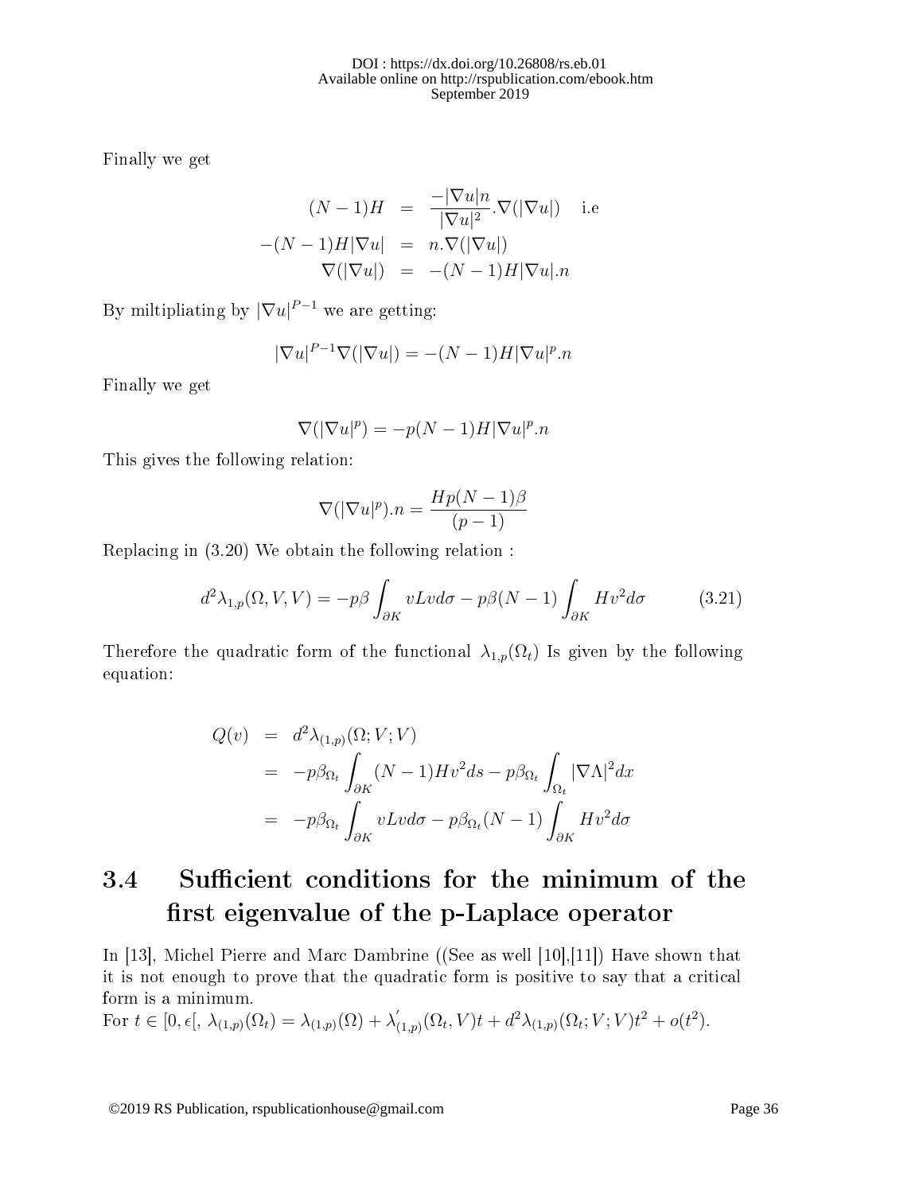Finally we get

$$
\begin{aligned}
(N-1)H &= \frac{-|\nabla u|n}{|\nabla u|^2}.\nabla(|\nabla u|) \quad \text{i.e} \\
-(N-1)H|\nabla u| &= n.\nabla(|\nabla u|) \\
\nabla(|\nabla u|) &= -(N-1)H|\nabla u|.n
\end{aligned}
$$

By miltipliating by $|\nabla u|^{P-1}$ we are getting:

$$
|\nabla u|^{P-1}\nabla(|\nabla u|) = -(N-1)H|\nabla u|^p.n
$$

Finally we get

$$
\nabla(|\nabla u|^p) = -p(N-1)H|\nabla u|^p.n
$$

This gives the following relation:

$$
\nabla(|\nabla u|^p).n = \frac{Hp(N-1)\beta}{(p-1)}
$$

Replacing in (3.20) We obtain the following relation :

$$
d^2\lambda_{1,p}(\Omega, V, V) = -p\beta \int_{\partial K} vLv d\sigma - p\beta(N-1)\int_{\partial K} Hv^2 d\sigma \tag{3.21}
$$

Therefore the quadratic form of the functional $\lambda_{1,p}(\Omega_t)$ Is given by the following equation:

$$
\begin{aligned}
Q(v) &= d^2\lambda_{(1,p)}(\Omega; V; V) \\
&= -p\beta_{\Omega_t}\int_{\partial K}(N-1)Hv^2 ds - p\beta_{\Omega_t}\int_{\Omega_t}|\nabla\Lambda|^2 dx \\
&= -p\beta_{\Omega_t}\int_{\partial K} vLv d\sigma - p\beta_{\Omega_t}(N-1)\int_{\partial K} Hv^2 d\sigma
\end{aligned}
$$

## 3.4 Sufficient conditions for the minimum of the first eigenvalue of the p-Laplace operator

In [13], Michel Pierre and Marc Dambrine ((See as well [10],[11]) Have shown that it is not enough to prove that the quadratic form is positive to say that a critical form is a minimum.
For $t \in [0, \epsilon[$, $\lambda_{(1,p)}(\Omega_t) = \lambda_{(1,p)}(\Omega) + \lambda'_{(1,p)}(\Omega_t, V)t + d^2\lambda_{(1,p)}(\Omega_t; V; V)t^2 + o(t^2)$.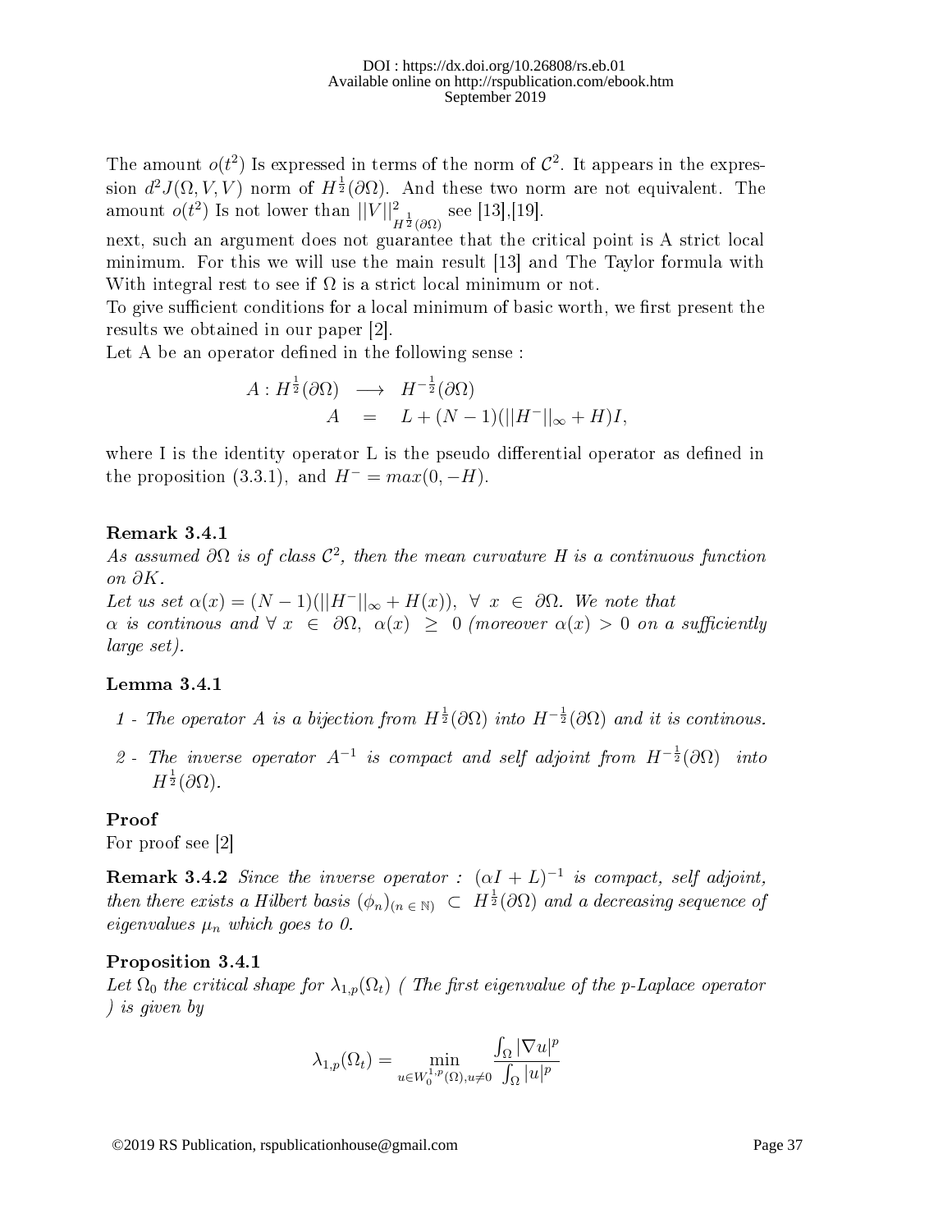The amount $o(t^2)$ Is expressed in terms of the norm of $\mathcal{C}^2$. It appears in the expression $d^2J(\Omega, V, V)$ norm of $H^{\frac{1}{2}}(\partial\Omega)$. And these two norm are not equivalent. The amount $o(t^2)$ Is not lower than $||V||^2_{H^{\frac{1}{2}}(\partial\Omega)}$ see [13],[19].

next, such an argument does not guarantee that the critical point is A strict local minimum. For this we will use the main result [13] and The Taylor formula with With integral rest to see if $\Omega$ is a strict local minimum or not.

To give sufficient conditions for a local minimum of basic worth, we first present the results we obtained in our paper [2].

Let A be an operator defined in the following sense :

$$
\begin{aligned}
A : H^{\frac{1}{2}}(\partial\Omega) \quad &\longrightarrow \quad H^{-\frac{1}{2}}(\partial\Omega) \\
A \quad &= \quad L + (N-1)(||H^{-}||_{\infty} + H)I,
\end{aligned}
$$

where I is the identity operator L is the pseudo differential operator as defined in the proposition (3.3.1), and $H^{-} = max(0, -H)$.

**Remark 3.4.1**

*As assumed $\partial\Omega$ is of class $\mathcal{C}^2$, then the mean curvature $H$ is a continuous function on $\partial K$.*

*Let us set $\alpha(x) = (N-1)(||H^{-}||_{\infty} + H(x)),\ \forall\ x\ \in\ \partial\Omega$. We note that $\alpha$ is continous and $\forall\ x\ \in\ \partial\Omega,\ \alpha(x)\ \geq\ 0$ (moreover $\alpha(x) > 0$ on a sufficiently large set).*

**Lemma 3.4.1**

1 - *The operator $A$ is a bijection from $H^{\frac{1}{2}}(\partial\Omega)$ into $H^{-\frac{1}{2}}(\partial\Omega)$ and it is continous.*

2 - *The inverse operator $A^{-1}$ is compact and self adjoint from $H^{-\frac{1}{2}}(\partial\Omega)$ into $H^{\frac{1}{2}}(\partial\Omega)$.*

**Proof**

For proof see [2]

**Remark 3.4.2** *Since the inverse operator : $(\alpha I + L)^{-1}$ is compact, self adjoint, then there exists a Hilbert basis $(\phi_n)_{(n\,\in\,\mathbb{N})}\ \subset\ H^{\frac{1}{2}}(\partial\Omega)$ and a decreasing sequence of eigenvalues $\mu_n$ which goes to 0.*

**Proposition 3.4.1**

*Let $\Omega_0$ the critical shape for $\lambda_{1,p}(\Omega_t)$ ( The first eigenvalue of the p-Laplace operator ) is given by*

$$
\lambda_{1,p}(\Omega_t) = \min_{u \in W_0^{1,p}(\Omega), u \neq 0} \frac{\int_{\Omega} |\nabla u|^p}{\int_{\Omega} |u|^p}
$$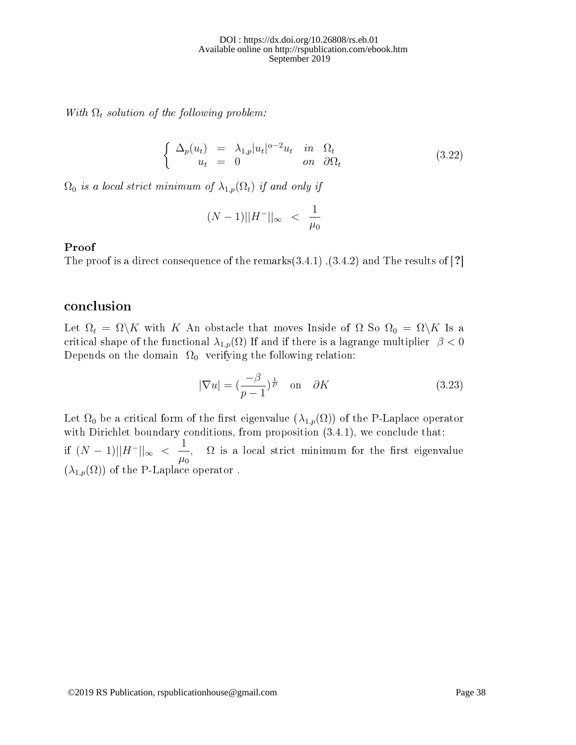*With $\Omega_t$ solution of the following problem:*

$$\left\{ \begin{array}{rcll} \Delta_p(u_t) & = & \lambda_{1,p}|u_t|^{\alpha-2}u_t & in \quad \Omega_t \\ u_t & = & 0 & on \quad \partial\Omega_t \end{array} \right. \tag{3.22}$$

*$\Omega_0$ is a local strict minimum of $\lambda_{1,p}(\Omega_t)$ if and only if*

$$(N-1)||H^{-}||_{\infty} \;<\; \frac{1}{\mu_0}$$

**Proof**

The proof is a direct consequence of the remarks(3.4.1) ,(3.4.2) and The results of [?]

## conclusion

Let $\Omega_t = \Omega\backslash K$ with $K$ An obstacle that moves Inside of $\Omega$ So $\Omega_0 = \Omega\backslash K$ Is a critical shape of the functional $\lambda_{1,p}(\Omega)$ If and if there is a lagrange multiplier $\beta < 0$ Depends on the domain $\Omega_0$ verifying the following relation:

$$|\nabla u| = (\frac{-\beta}{p-1})^{\frac{1}{P}} \quad \text{on} \quad \partial K \tag{3.23}$$

Let $\Omega_0$ be a critical form of the first eigenvalue $(\lambda_{1,p}(\Omega))$ of the P-Laplace operator with Dirichlet boundary conditions, from proposition (3.4.1), we conclude that:

if $(N-1)||H^{-}||_{\infty} < \dfrac{1}{\mu_0}$, $\Omega$ is a local strict minimum for the first eigenvalue $(\lambda_{1,p}(\Omega))$ of the P-Laplace operator .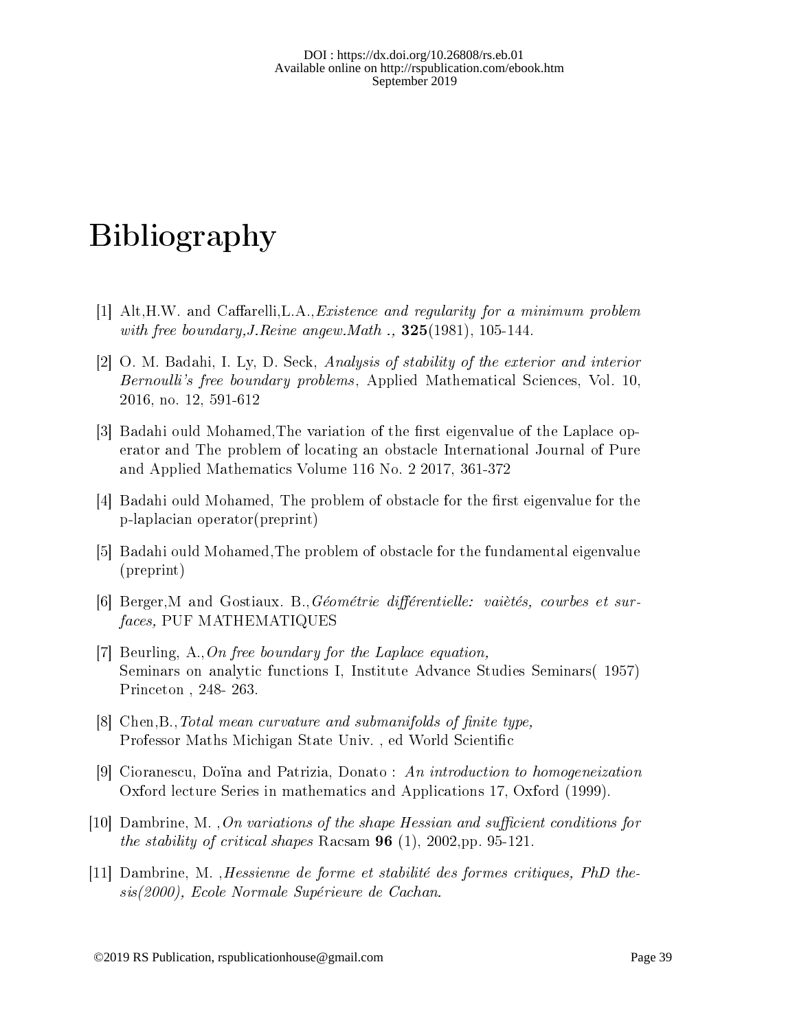# Bibliography

[1] Alt,H.W. and Caffarelli,L.A.,*Existence and regularity for a minimum problem with free boundary,J.Reine angew.Math .,* **325**(1981), 105-144.

[2] O. M. Badahi, I. Ly, D. Seck, *Analysis of stability of the exterior and interior Bernoulli's free boundary problems*, Applied Mathematical Sciences, Vol. 10, 2016, no. 12, 591-612

[3] Badahi ould Mohamed,The variation of the first eigenvalue of the Laplace operator and The problem of locating an obstacle International Journal of Pure and Applied Mathematics Volume 116 No. 2 2017, 361-372

[4] Badahi ould Mohamed, The problem of obstacle for the first eigenvalue for the p-laplacian operator(preprint)

[5] Badahi ould Mohamed,The problem of obstacle for the fundamental eigenvalue (preprint)

[6] Berger,M and Gostiaux. B.,*Géométrie différentielle: vaiètés, courbes et surfaces,* PUF MATHEMATIQUES

[7] Beurling, A.,*On free boundary for the Laplace equation,* Seminars on analytic functions I, Institute Advance Studies Seminars( 1957) Princeton , 248- 263.

[8] Chen,B.,*Total mean curvature and submanifolds of finite type,* Professor Maths Michigan State Univ. , ed World Scientific

[9] Cioranescu, Doïna and Patrizia, Donato : *An introduction to homogeneization* Oxford lecture Series in mathematics and Applications 17, Oxford (1999).

[10] Dambrine, M. ,*On variations of the shape Hessian and sufficient conditions for the stability of critical shapes* Racsam **96** (1), 2002,pp. 95-121.

[11] Dambrine, M. ,*Hessienne de forme et stabilité des formes critiques, PhD thesis(2000), Ecole Normale Supérieure de Cachan.*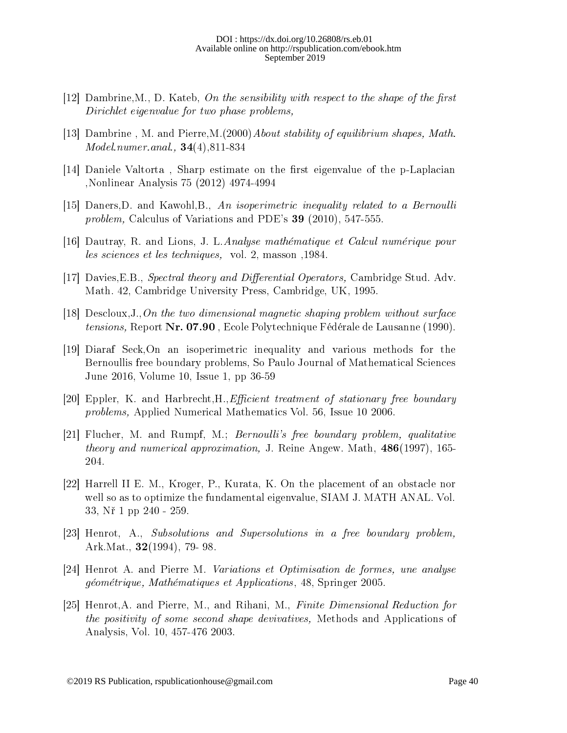[12] Dambrine,M., D. Kateb, *On the sensibility with respect to the shape of the first Dirichlet eigenvalue for two phase problems,*

[13] Dambrine , M. and Pierre,M.(2000) *About stability of equilibrium shapes, Math. Model.numer.anal.,* **34**(4),811-834

[14] Daniele Valtorta , Sharp estimate on the first eigenvalue of the p-Laplacian ,Nonlinear Analysis 75 (2012) 4974-4994

[15] Daners,D. and Kawohl,B., *An isoperimetric inequality related to a Bernoulli problem,* Calculus of Variations and PDE's **39** (2010), 547-555.

[16] Dautray, R. and Lions, J. L. *Analyse mathématique et Calcul numérique pour les sciences et les techniques,* vol. 2, masson ,1984.

[17] Davies,E.B., *Spectral theory and Differential Operators,* Cambridge Stud. Adv. Math. 42, Cambridge University Press, Cambridge, UK, 1995.

[18] Descloux,J., *On the two dimensional magnetic shaping problem without surface tensions,* Report **Nr. 07.90** , Ecole Polytechnique Fédérale de Lausanne (1990).

[19] Diaraf Seck,On an isoperimetric inequality and various methods for the Bernoullis free boundary problems, So Paulo Journal of Mathematical Sciences June 2016, Volume 10, Issue 1, pp 36-59

[20] Eppler, K. and Harbrecht,H., *Efficient treatment of stationary free boundary problems,* Applied Numerical Mathematics Vol. 56, Issue 10 2006.

[21] Flucher, M. and Rumpf, M.; *Bernoulli's free boundary problem, qualitative theory and numerical approximation,* J. Reine Angew. Math, **486**(1997), 165-204.

[22] Harrell II E. M., Kroger, P., Kurata, K. On the placement of an obstacle nor well so as to optimize the fundamental eigenvalue, SIAM J. MATH ANAL. Vol. 33, Nř 1 pp 240 - 259.

[23] Henrot, A., *Subsolutions and Supersolutions in a free boundary problem,* Ark.Mat., **32**(1994), 79- 98.

[24] Henrot A. and Pierre M. *Variations et Optimisation de formes, une analyse géométrique, Mathématiques et Applications*, 48, Springer 2005.

[25] Henrot,A. and Pierre, M., and Rihani, M., *Finite Dimensional Reduction for the positivity of some second shape devivatives,* Methods and Applications of Analysis, Vol. 10, 457-476 2003.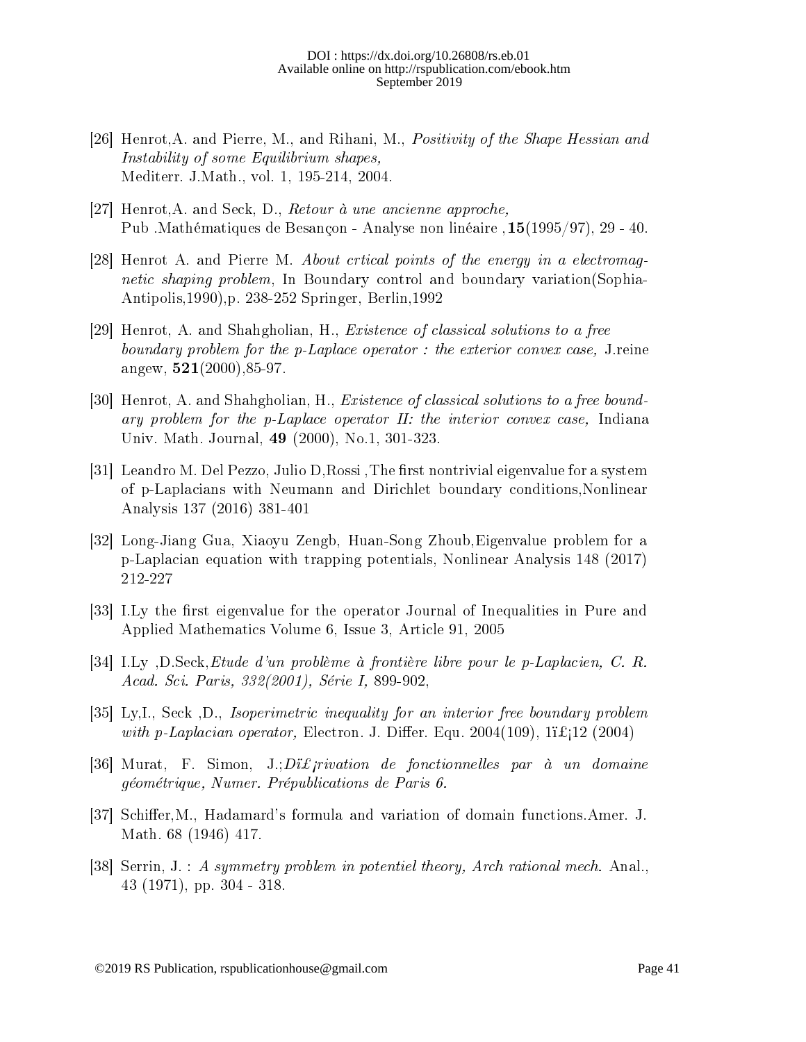[26] Henrot,A. and Pierre, M., and Rihani, M., *Positivity of the Shape Hessian and Instability of some Equilibrium shapes,* Mediterr. J.Math., vol. 1, 195-214, 2004.

[27] Henrot,A. and Seck, D., *Retour à une ancienne approche,* Pub .Mathématiques de Besançon - Analyse non linéaire ,**15**(1995/97), 29 - 40.

[28] Henrot A. and Pierre M. *About crtical points of the energy in a electromagnetic shaping problem*, In Boundary control and boundary variation(Sophia-Antipolis,1990),p. 238-252 Springer, Berlin,1992

[29] Henrot, A. and Shahgholian, H., *Existence of classical solutions to a free boundary problem for the p-Laplace operator : the exterior convex case,* J.reine angew, **521**(2000),85-97.

[30] Henrot, A. and Shahgholian, H., *Existence of classical solutions to a free boundary problem for the p-Laplace operator II: the interior convex case,* Indiana Univ. Math. Journal, **49** (2000), No.1, 301-323.

[31] Leandro M. Del Pezzo, Julio D,Rossi ,The first nontrivial eigenvalue for a system of p-Laplacians with Neumann and Dirichlet boundary conditions,Nonlinear Analysis 137 (2016) 381-401

[32] Long-Jiang Gua, Xiaoyu Zengb, Huan-Song Zhoub,Eigenvalue problem for a p-Laplacian equation with trapping potentials, Nonlinear Analysis 148 (2017) 212-227

[33] I.Ly the first eigenvalue for the operator Journal of Inequalities in Pure and Applied Mathematics Volume 6, Issue 3, Article 91, 2005

[34] I.Ly ,D.Seck,*Etude d'un problème à frontière libre pour le p-Laplacien, C. R. Acad. Sci. Paris, 332(2001), Série I,* 899-902,

[35] Ly,I., Seck ,D., *Isoperimetric inequality for an interior free boundary problem with p-Laplacian operator,* Electron. J. Differ. Equ. 2004(109), 1ï£¡12 (2004)

[36] Murat, F. Simon, J.;*Dï£¡rivation de fonctionnelles par à un domaine géométrique, Numer. Prépublications de Paris 6.*

[37] Schiffer,M., Hadamard's formula and variation of domain functions.Amer. J. Math. 68 (1946) 417.

[38] Serrin, J. : *A symmetry problem in potentiel theory, Arch rational mech.* Anal., 43 (1971), pp. 304 - 318.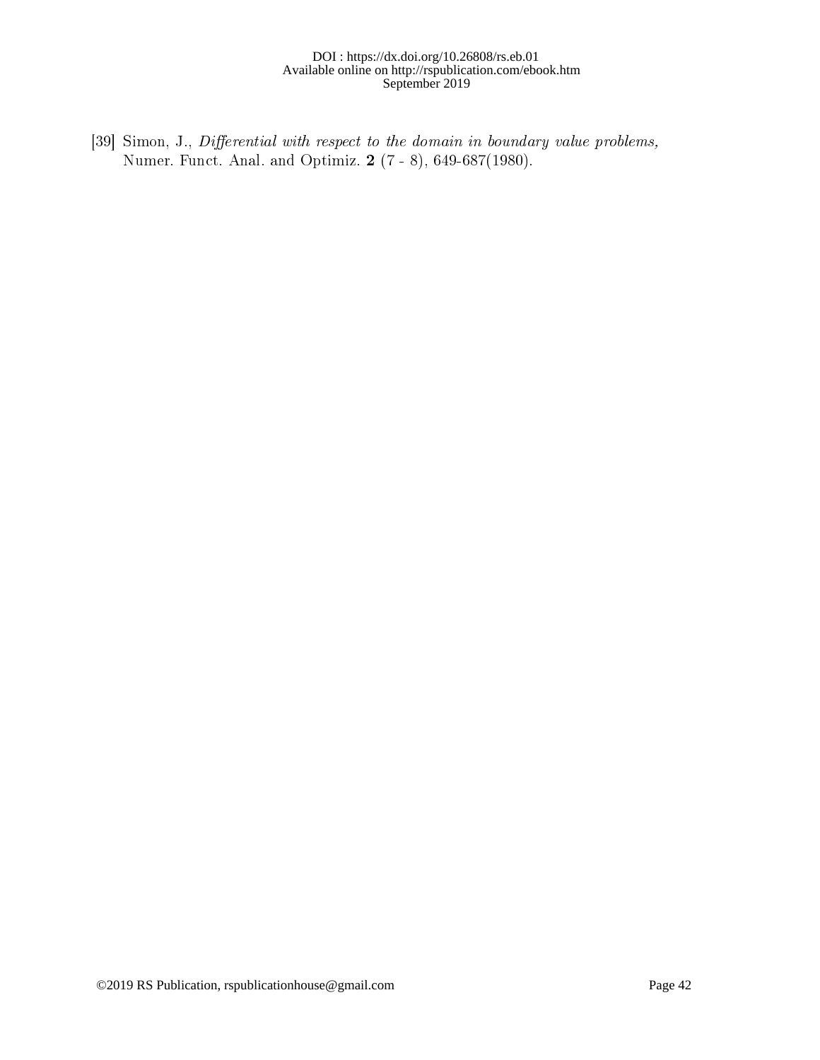[39] Simon, J., *Differential with respect to the domain in boundary value problems,* Numer. Funct. Anal. and Optimiz. **2** (7 - 8), 649-687(1980).